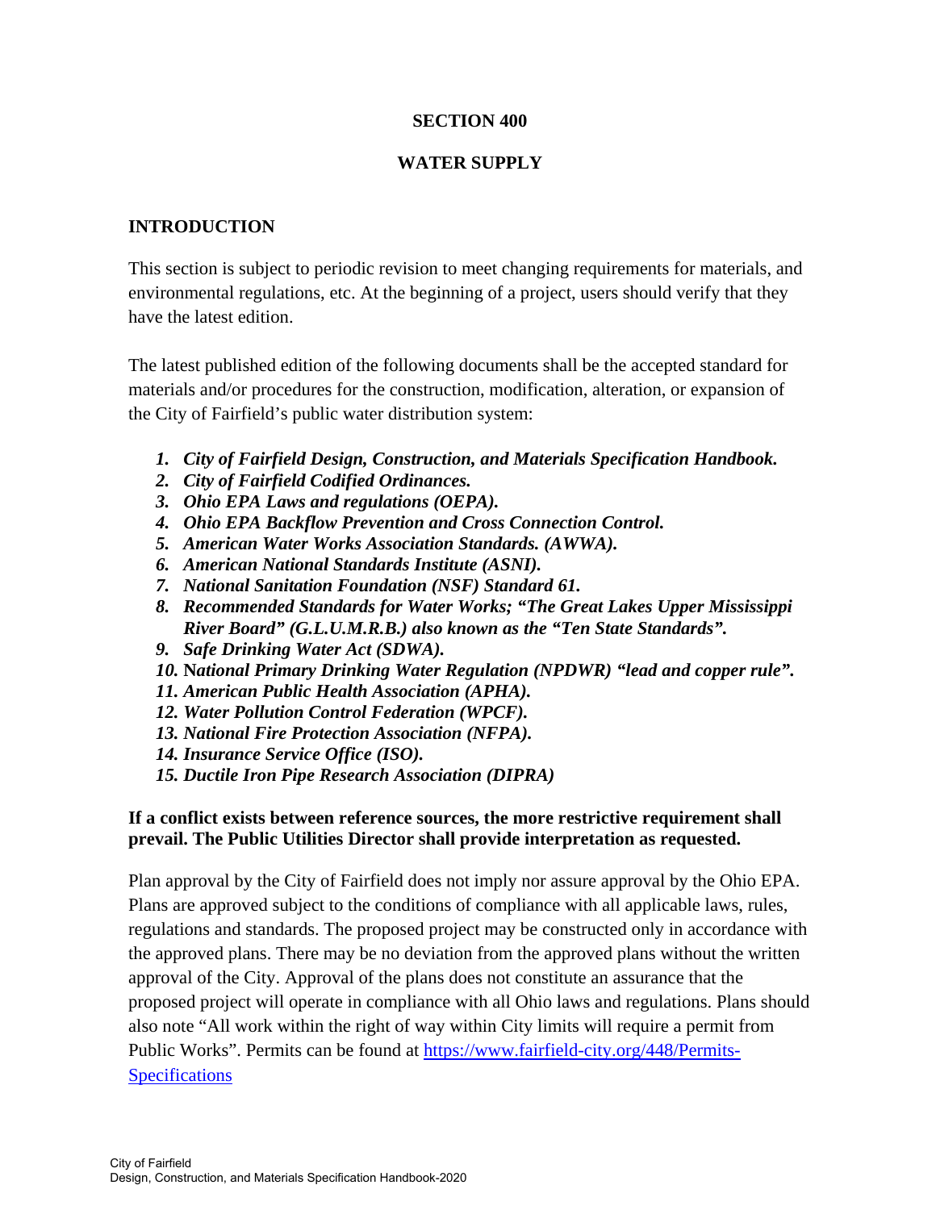# SECTION 400

# WATER SUPPLY

## INTRODUCTION

This section is subject to periodic revision to meet changing requirements for materials, and environmental regulations, etc. At the beginning of a project, users should verify that they have the latest edition.

The latest published edition of the following documents shall be the accepted standard for materials and/or procedures for the construction, modification, alteration, or expansion of the City of Fairfield's public water distribution system:

1. ***City of Fairfield Design, Construction, and Materials Specification Handbook.***
2. ***City of Fairfield Codified Ordinances.***
3. ***Ohio EPA Laws and regulations (OEPA).***
4. ***Ohio EPA Backflow Prevention and Cross Connection Control.***
5. ***American Water Works Association Standards. (AWWA).***
6. ***American National Standards Institute (ASNI).***
7. ***National Sanitation Foundation (NSF) Standard 61.***
8. ***Recommended Standards for Water Works; "The Great Lakes Upper Mississippi River Board" (G.L.U.M.R.B.) also known as the "Ten State Standards".***
9. ***Safe Drinking Water Act (SDWA).***
10. **National *Primary Drinking Water Regulation (NPDWR) "lead and copper rule".***
11. ***American Public Health Association (APHA).***
12. ***Water Pollution Control Federation (WPCF).***
13. ***National Fire Protection Association (NFPA).***
14. ***Insurance Service Office (ISO).***
15. ***Ductile Iron Pipe Research Association (DIPRA)***

**If a conflict exists between reference sources, the more restrictive requirement shall prevail. The Public Utilities Director shall provide interpretation as requested.**

Plan approval by the City of Fairfield does not imply nor assure approval by the Ohio EPA. Plans are approved subject to the conditions of compliance with all applicable laws, rules, regulations and standards. The proposed project may be constructed only in accordance with the approved plans. There may be no deviation from the approved plans without the written approval of the City. Approval of the plans does not constitute an assurance that the proposed project will operate in compliance with all Ohio laws and regulations. Plans should also note "All work within the right of way within City limits will require a permit from Public Works". Permits can be found at [https://www.fairfield-city.org/448/Permits-Specifications](https://www.fairfield-city.org/448/Permits-Specifications)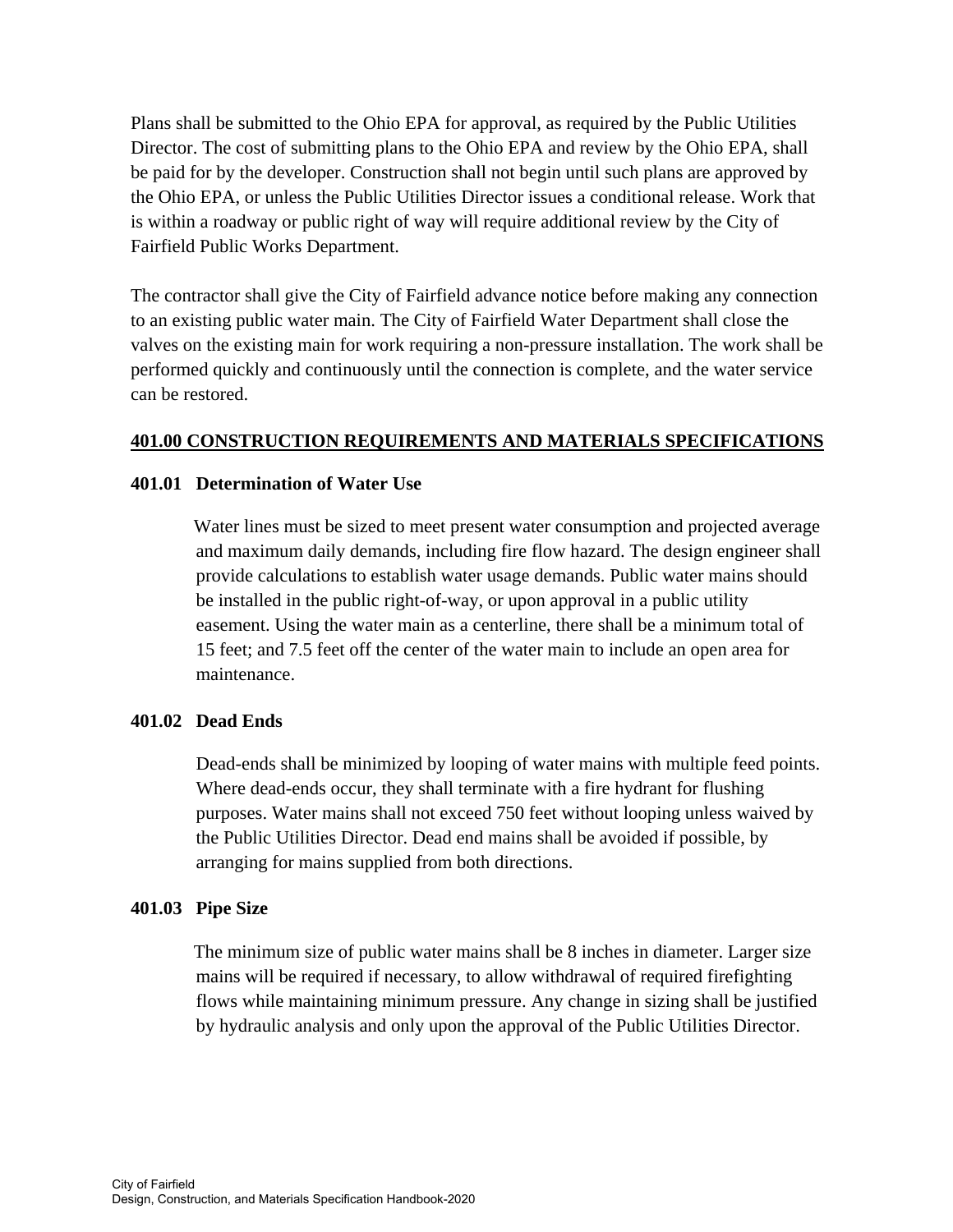Plans shall be submitted to the Ohio EPA for approval, as required by the Public Utilities Director. The cost of submitting plans to the Ohio EPA and review by the Ohio EPA, shall be paid for by the developer. Construction shall not begin until such plans are approved by the Ohio EPA, or unless the Public Utilities Director issues a conditional release. Work that is within a roadway or public right of way will require additional review by the City of Fairfield Public Works Department.

The contractor shall give the City of Fairfield advance notice before making any connection to an existing public water main. The City of Fairfield Water Department shall close the valves on the existing main for work requiring a non-pressure installation. The work shall be performed quickly and continuously until the connection is complete, and the water service can be restored.

## 401.00 CONSTRUCTION REQUIREMENTS AND MATERIALS SPECIFICATIONS

### 401.01 Determination of Water Use

Water lines must be sized to meet present water consumption and projected average and maximum daily demands, including fire flow hazard. The design engineer shall provide calculations to establish water usage demands. Public water mains should be installed in the public right-of-way, or upon approval in a public utility easement. Using the water main as a centerline, there shall be a minimum total of 15 feet; and 7.5 feet off the center of the water main to include an open area for maintenance.

### 401.02 Dead Ends

Dead-ends shall be minimized by looping of water mains with multiple feed points. Where dead-ends occur, they shall terminate with a fire hydrant for flushing purposes. Water mains shall not exceed 750 feet without looping unless waived by the Public Utilities Director. Dead end mains shall be avoided if possible, by arranging for mains supplied from both directions.

### 401.03 Pipe Size

The minimum size of public water mains shall be 8 inches in diameter. Larger size mains will be required if necessary, to allow withdrawal of required firefighting flows while maintaining minimum pressure. Any change in sizing shall be justified by hydraulic analysis and only upon the approval of the Public Utilities Director.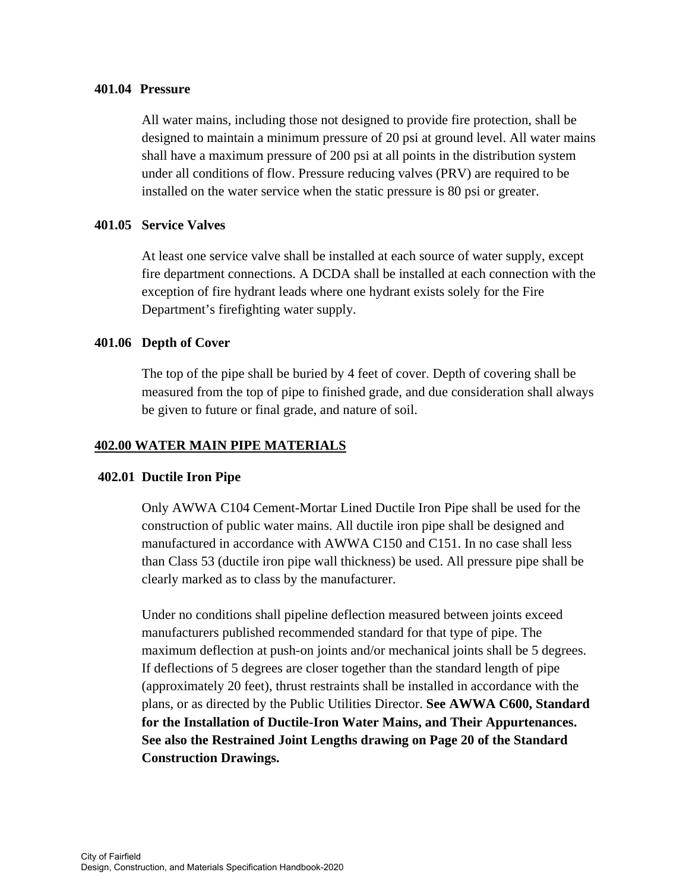### 401.04 Pressure

All water mains, including those not designed to provide fire protection, shall be designed to maintain a minimum pressure of 20 psi at ground level. All water mains shall have a maximum pressure of 200 psi at all points in the distribution system under all conditions of flow. Pressure reducing valves (PRV) are required to be installed on the water service when the static pressure is 80 psi or greater.

### 401.05 Service Valves

At least one service valve shall be installed at each source of water supply, except fire department connections. A DCDA shall be installed at each connection with the exception of fire hydrant leads where one hydrant exists solely for the Fire Department's firefighting water supply.

### 401.06 Depth of Cover

The top of the pipe shall be buried by 4 feet of cover. Depth of covering shall be measured from the top of pipe to finished grade, and due consideration shall always be given to future or final grade, and nature of soil.

## 402.00 WATER MAIN PIPE MATERIALS

### 402.01 Ductile Iron Pipe

Only AWWA C104 Cement-Mortar Lined Ductile Iron Pipe shall be used for the construction of public water mains. All ductile iron pipe shall be designed and manufactured in accordance with AWWA C150 and C151. In no case shall less than Class 53 (ductile iron pipe wall thickness) be used. All pressure pipe shall be clearly marked as to class by the manufacturer.

Under no conditions shall pipeline deflection measured between joints exceed manufacturers published recommended standard for that type of pipe. The maximum deflection at push-on joints and/or mechanical joints shall be 5 degrees. If deflections of 5 degrees are closer together than the standard length of pipe (approximately 20 feet), thrust restraints shall be installed in accordance with the plans, or as directed by the Public Utilities Director. **See AWWA C600, Standard for the Installation of Ductile-Iron Water Mains, and Their Appurtenances. See also the Restrained Joint Lengths drawing on Page 20 of the Standard Construction Drawings.**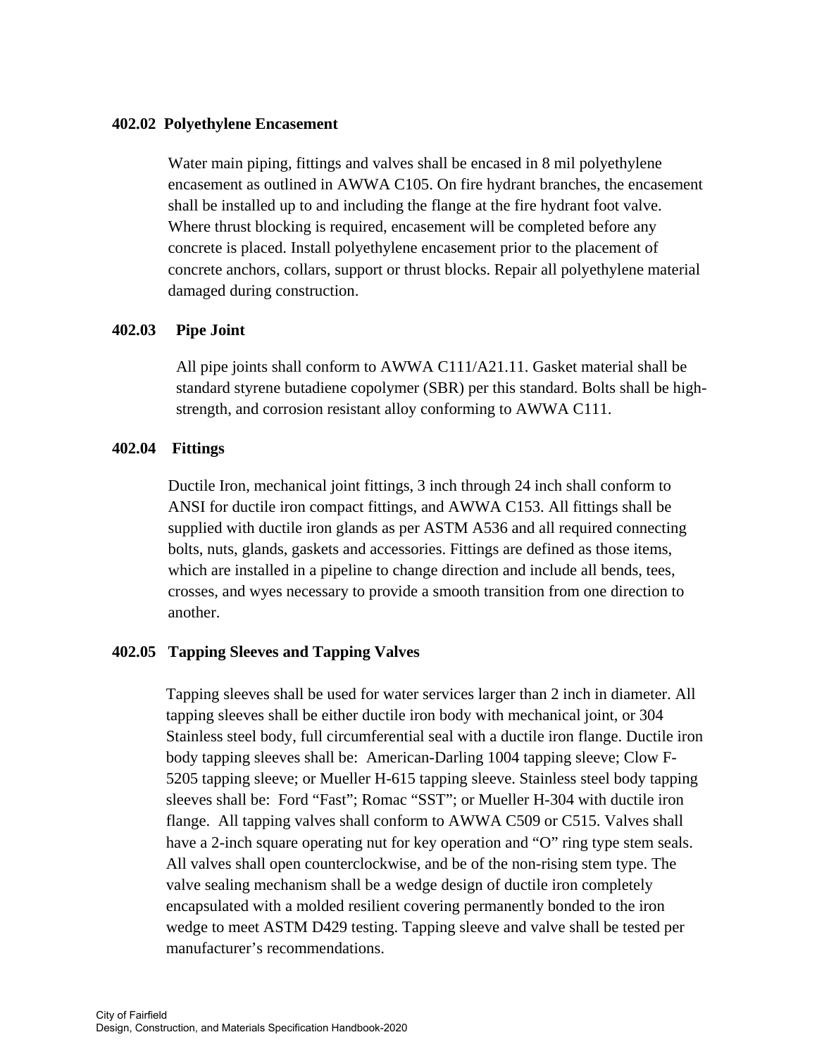### 402.02 Polyethylene Encasement

Water main piping, fittings and valves shall be encased in 8 mil polyethylene encasement as outlined in AWWA C105. On fire hydrant branches, the encasement shall be installed up to and including the flange at the fire hydrant foot valve. Where thrust blocking is required, encasement will be completed before any concrete is placed. Install polyethylene encasement prior to the placement of concrete anchors, collars, support or thrust blocks. Repair all polyethylene material damaged during construction.

### 402.03 Pipe Joint

All pipe joints shall conform to AWWA C111/A21.11. Gasket material shall be standard styrene butadiene copolymer (SBR) per this standard. Bolts shall be high-strength, and corrosion resistant alloy conforming to AWWA C111.

### 402.04 Fittings

Ductile Iron, mechanical joint fittings, 3 inch through 24 inch shall conform to ANSI for ductile iron compact fittings, and AWWA C153. All fittings shall be supplied with ductile iron glands as per ASTM A536 and all required connecting bolts, nuts, glands, gaskets and accessories. Fittings are defined as those items, which are installed in a pipeline to change direction and include all bends, tees, crosses, and wyes necessary to provide a smooth transition from one direction to another.

### 402.05 Tapping Sleeves and Tapping Valves

Tapping sleeves shall be used for water services larger than 2 inch in diameter. All tapping sleeves shall be either ductile iron body with mechanical joint, or 304 Stainless steel body, full circumferential seal with a ductile iron flange. Ductile iron body tapping sleeves shall be: American-Darling 1004 tapping sleeve; Clow F-5205 tapping sleeve; or Mueller H-615 tapping sleeve. Stainless steel body tapping sleeves shall be: Ford "Fast"; Romac "SST"; or Mueller H-304 with ductile iron flange. All tapping valves shall conform to AWWA C509 or C515. Valves shall have a 2-inch square operating nut for key operation and "O" ring type stem seals. All valves shall open counterclockwise, and be of the non-rising stem type. The valve sealing mechanism shall be a wedge design of ductile iron completely encapsulated with a molded resilient covering permanently bonded to the iron wedge to meet ASTM D429 testing. Tapping sleeve and valve shall be tested per manufacturer's recommendations.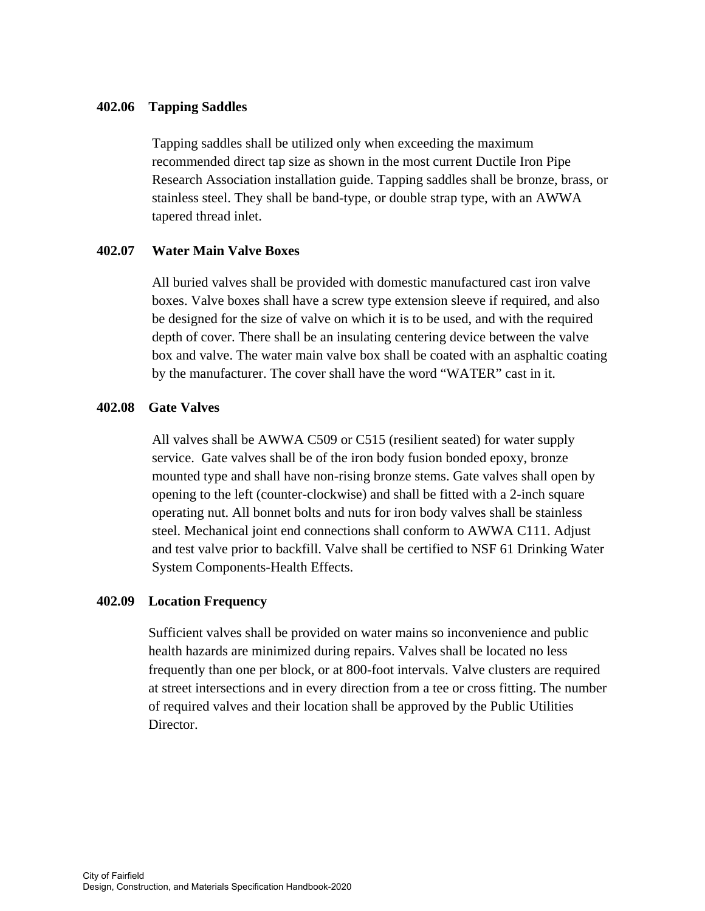### 402.06 Tapping Saddles

Tapping saddles shall be utilized only when exceeding the maximum recommended direct tap size as shown in the most current Ductile Iron Pipe Research Association installation guide. Tapping saddles shall be bronze, brass, or stainless steel. They shall be band-type, or double strap type, with an AWWA tapered thread inlet.

### 402.07 Water Main Valve Boxes

All buried valves shall be provided with domestic manufactured cast iron valve boxes. Valve boxes shall have a screw type extension sleeve if required, and also be designed for the size of valve on which it is to be used, and with the required depth of cover. There shall be an insulating centering device between the valve box and valve. The water main valve box shall be coated with an asphaltic coating by the manufacturer. The cover shall have the word “WATER” cast in it.

### 402.08 Gate Valves

All valves shall be AWWA C509 or C515 (resilient seated) for water supply service. Gate valves shall be of the iron body fusion bonded epoxy, bronze mounted type and shall have non-rising bronze stems. Gate valves shall open by opening to the left (counter-clockwise) and shall be fitted with a 2-inch square operating nut. All bonnet bolts and nuts for iron body valves shall be stainless steel. Mechanical joint end connections shall conform to AWWA C111. Adjust and test valve prior to backfill. Valve shall be certified to NSF 61 Drinking Water System Components-Health Effects.

### 402.09 Location Frequency

Sufficient valves shall be provided on water mains so inconvenience and public health hazards are minimized during repairs. Valves shall be located no less frequently than one per block, or at 800-foot intervals. Valve clusters are required at street intersections and in every direction from a tee or cross fitting. The number of required valves and their location shall be approved by the Public Utilities Director.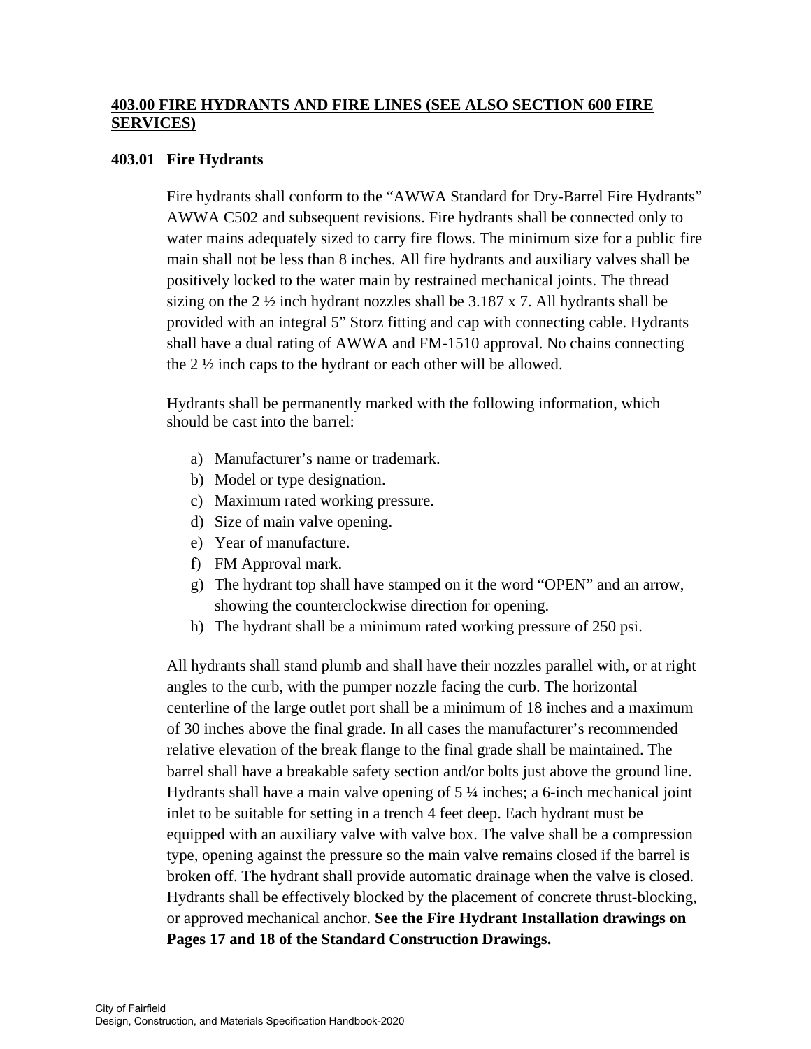## 403.00 FIRE HYDRANTS AND FIRE LINES (SEE ALSO SECTION 600 FIRE SERVICES)

### 403.01 Fire Hydrants

Fire hydrants shall conform to the "AWWA Standard for Dry-Barrel Fire Hydrants" AWWA C502 and subsequent revisions. Fire hydrants shall be connected only to water mains adequately sized to carry fire flows. The minimum size for a public fire main shall not be less than 8 inches. All fire hydrants and auxiliary valves shall be positively locked to the water main by restrained mechanical joints. The thread sizing on the 2 ½ inch hydrant nozzles shall be 3.187 x 7. All hydrants shall be provided with an integral 5" Storz fitting and cap with connecting cable. Hydrants shall have a dual rating of AWWA and FM-1510 approval. No chains connecting the 2 ½ inch caps to the hydrant or each other will be allowed.

Hydrants shall be permanently marked with the following information, which should be cast into the barrel:

a) Manufacturer's name or trademark.
b) Model or type designation.
c) Maximum rated working pressure.
d) Size of main valve opening.
e) Year of manufacture.
f) FM Approval mark.
g) The hydrant top shall have stamped on it the word "OPEN" and an arrow, showing the counterclockwise direction for opening.
h) The hydrant shall be a minimum rated working pressure of 250 psi.

All hydrants shall stand plumb and shall have their nozzles parallel with, or at right angles to the curb, with the pumper nozzle facing the curb. The horizontal centerline of the large outlet port shall be a minimum of 18 inches and a maximum of 30 inches above the final grade. In all cases the manufacturer's recommended relative elevation of the break flange to the final grade shall be maintained. The barrel shall have a breakable safety section and/or bolts just above the ground line. Hydrants shall have a main valve opening of 5 ¼ inches; a 6-inch mechanical joint inlet to be suitable for setting in a trench 4 feet deep. Each hydrant must be equipped with an auxiliary valve with valve box. The valve shall be a compression type, opening against the pressure so the main valve remains closed if the barrel is broken off. The hydrant shall provide automatic drainage when the valve is closed. Hydrants shall be effectively blocked by the placement of concrete thrust-blocking, or approved mechanical anchor. **See the Fire Hydrant Installation drawings on Pages 17 and 18 of the Standard Construction Drawings.**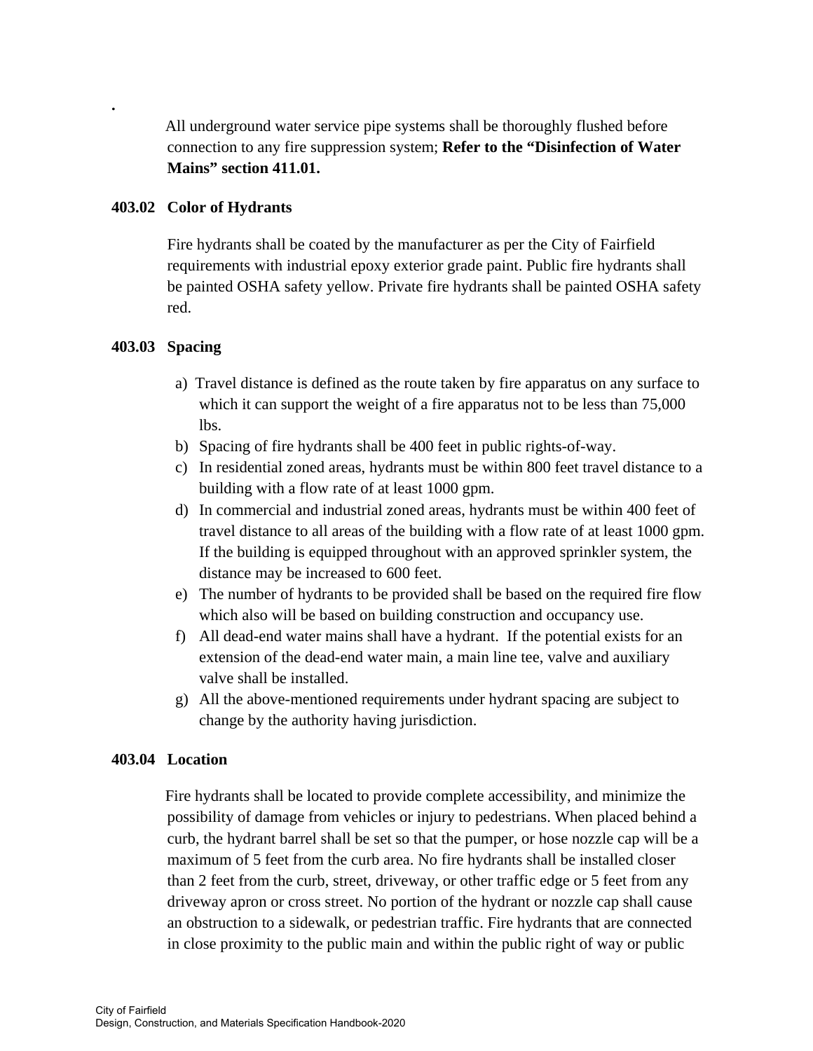All underground water service pipe systems shall be thoroughly flushed before connection to any fire suppression system; **Refer to the "Disinfection of Water Mains" section 411.01.**

### 403.02 Color of Hydrants

Fire hydrants shall be coated by the manufacturer as per the City of Fairfield requirements with industrial epoxy exterior grade paint. Public fire hydrants shall be painted OSHA safety yellow. Private fire hydrants shall be painted OSHA safety red.

### 403.03 Spacing

a) Travel distance is defined as the route taken by fire apparatus on any surface to which it can support the weight of a fire apparatus not to be less than 75,000 lbs.
b) Spacing of fire hydrants shall be 400 feet in public rights-of-way.
c) In residential zoned areas, hydrants must be within 800 feet travel distance to a building with a flow rate of at least 1000 gpm.
d) In commercial and industrial zoned areas, hydrants must be within 400 feet of travel distance to all areas of the building with a flow rate of at least 1000 gpm. If the building is equipped throughout with an approved sprinkler system, the distance may be increased to 600 feet.
e) The number of hydrants to be provided shall be based on the required fire flow which also will be based on building construction and occupancy use.
f) All dead-end water mains shall have a hydrant. If the potential exists for an extension of the dead-end water main, a main line tee, valve and auxiliary valve shall be installed.
g) All the above-mentioned requirements under hydrant spacing are subject to change by the authority having jurisdiction.

### 403.04 Location

Fire hydrants shall be located to provide complete accessibility, and minimize the possibility of damage from vehicles or injury to pedestrians. When placed behind a curb, the hydrant barrel shall be set so that the pumper, or hose nozzle cap will be a maximum of 5 feet from the curb area. No fire hydrants shall be installed closer than 2 feet from the curb, street, driveway, or other traffic edge or 5 feet from any driveway apron or cross street. No portion of the hydrant or nozzle cap shall cause an obstruction to a sidewalk, or pedestrian traffic. Fire hydrants that are connected in close proximity to the public main and within the public right of way or public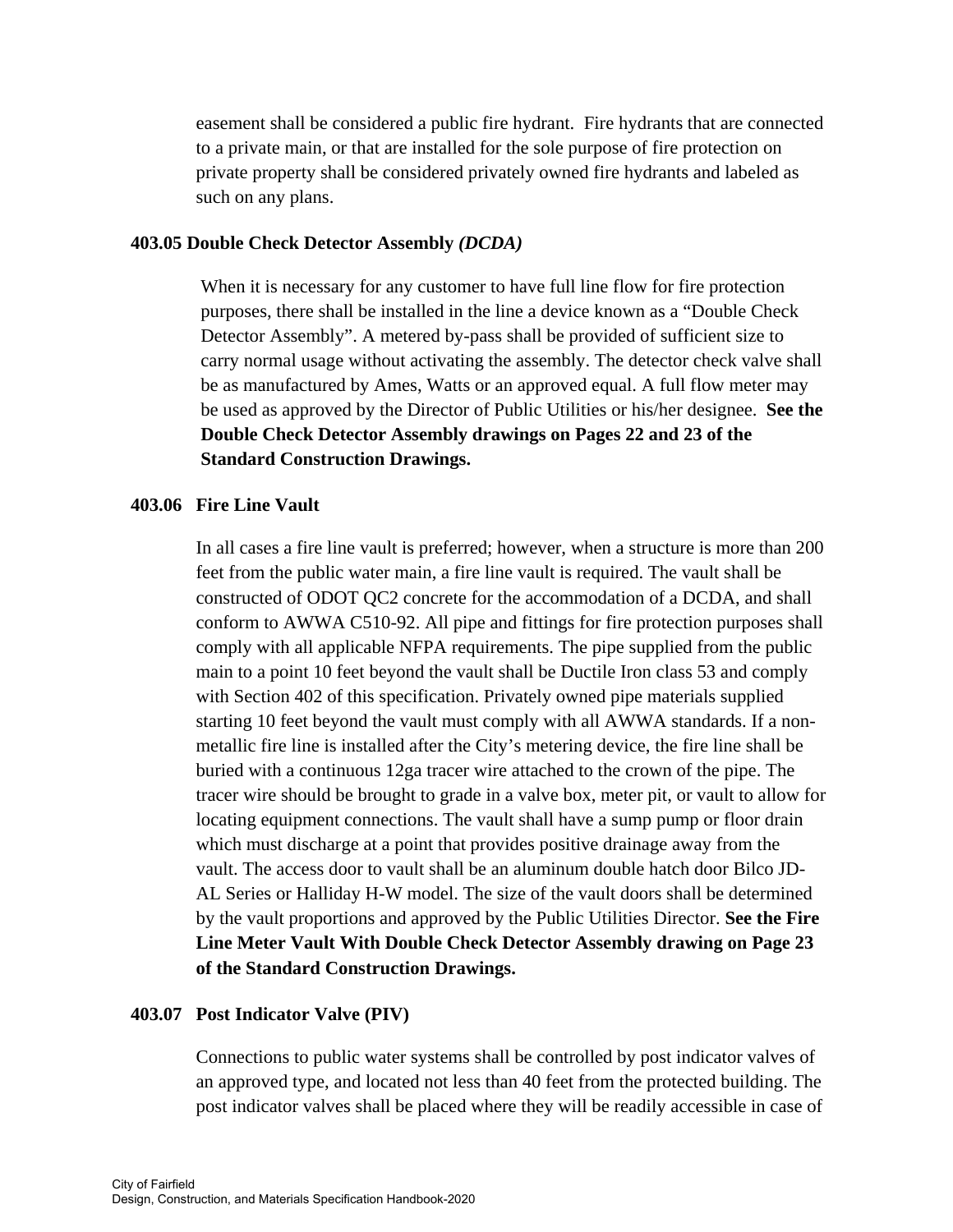easement shall be considered a public fire hydrant. Fire hydrants that are connected to a private main, or that are installed for the sole purpose of fire protection on private property shall be considered privately owned fire hydrants and labeled as such on any plans.

### 403.05 Double Check Detector Assembly *(DCDA)*

When it is necessary for any customer to have full line flow for fire protection purposes, there shall be installed in the line a device known as a "Double Check Detector Assembly". A metered by-pass shall be provided of sufficient size to carry normal usage without activating the assembly. The detector check valve shall be as manufactured by Ames, Watts or an approved equal. A full flow meter may be used as approved by the Director of Public Utilities or his/her designee. **See the Double Check Detector Assembly drawings on Pages 22 and 23 of the Standard Construction Drawings.**

### 403.06 Fire Line Vault

In all cases a fire line vault is preferred; however, when a structure is more than 200 feet from the public water main, a fire line vault is required. The vault shall be constructed of ODOT QC2 concrete for the accommodation of a DCDA, and shall conform to AWWA C510-92. All pipe and fittings for fire protection purposes shall comply with all applicable NFPA requirements. The pipe supplied from the public main to a point 10 feet beyond the vault shall be Ductile Iron class 53 and comply with Section 402 of this specification. Privately owned pipe materials supplied starting 10 feet beyond the vault must comply with all AWWA standards. If a non-metallic fire line is installed after the City's metering device, the fire line shall be buried with a continuous 12ga tracer wire attached to the crown of the pipe. The tracer wire should be brought to grade in a valve box, meter pit, or vault to allow for locating equipment connections. The vault shall have a sump pump or floor drain which must discharge at a point that provides positive drainage away from the vault. The access door to vault shall be an aluminum double hatch door Bilco JD-AL Series or Halliday H-W model. The size of the vault doors shall be determined by the vault proportions and approved by the Public Utilities Director. **See the Fire Line Meter Vault With Double Check Detector Assembly drawing on Page 23 of the Standard Construction Drawings.**

### 403.07 Post Indicator Valve (PIV)

Connections to public water systems shall be controlled by post indicator valves of an approved type, and located not less than 40 feet from the protected building. The post indicator valves shall be placed where they will be readily accessible in case of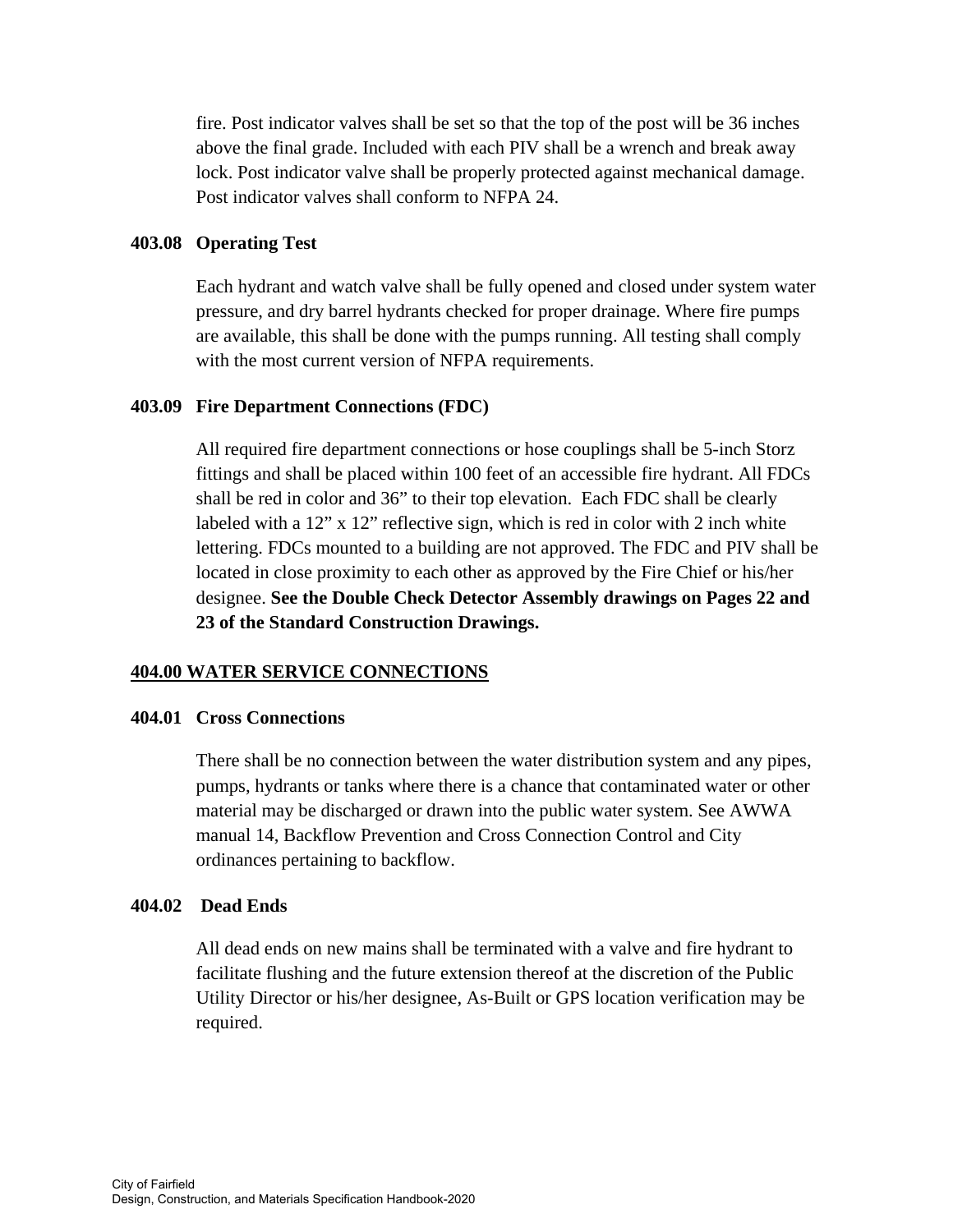fire. Post indicator valves shall be set so that the top of the post will be 36 inches above the final grade. Included with each PIV shall be a wrench and break away lock. Post indicator valve shall be properly protected against mechanical damage. Post indicator valves shall conform to NFPA 24.

### 403.08 Operating Test

Each hydrant and watch valve shall be fully opened and closed under system water pressure, and dry barrel hydrants checked for proper drainage. Where fire pumps are available, this shall be done with the pumps running. All testing shall comply with the most current version of NFPA requirements.

### 403.09 Fire Department Connections (FDC)

All required fire department connections or hose couplings shall be 5-inch Storz fittings and shall be placed within 100 feet of an accessible fire hydrant. All FDCs shall be red in color and 36" to their top elevation. Each FDC shall be clearly labeled with a 12" x 12" reflective sign, which is red in color with 2 inch white lettering. FDCs mounted to a building are not approved. The FDC and PIV shall be located in close proximity to each other as approved by the Fire Chief or his/her designee. **See the Double Check Detector Assembly drawings on Pages 22 and 23 of the Standard Construction Drawings.**

## 404.00 WATER SERVICE CONNECTIONS

### 404.01 Cross Connections

There shall be no connection between the water distribution system and any pipes, pumps, hydrants or tanks where there is a chance that contaminated water or other material may be discharged or drawn into the public water system. See AWWA manual 14, Backflow Prevention and Cross Connection Control and City ordinances pertaining to backflow.

### 404.02 Dead Ends

All dead ends on new mains shall be terminated with a valve and fire hydrant to facilitate flushing and the future extension thereof at the discretion of the Public Utility Director or his/her designee, As-Built or GPS location verification may be required.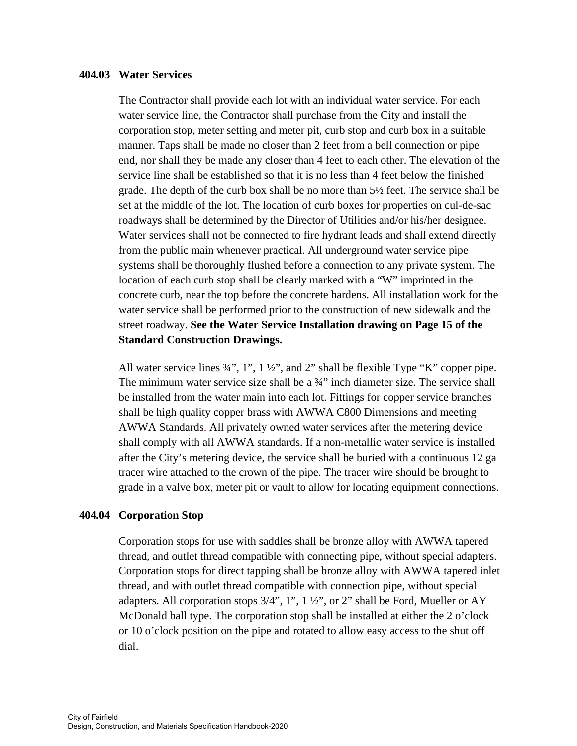### 404.03 Water Services

The Contractor shall provide each lot with an individual water service. For each water service line, the Contractor shall purchase from the City and install the corporation stop, meter setting and meter pit, curb stop and curb box in a suitable manner. Taps shall be made no closer than 2 feet from a bell connection or pipe end, nor shall they be made any closer than 4 feet to each other. The elevation of the service line shall be established so that it is no less than 4 feet below the finished grade. The depth of the curb box shall be no more than 5½ feet. The service shall be set at the middle of the lot. The location of curb boxes for properties on cul-de-sac roadways shall be determined by the Director of Utilities and/or his/her designee. Water services shall not be connected to fire hydrant leads and shall extend directly from the public main whenever practical. All underground water service pipe systems shall be thoroughly flushed before a connection to any private system. The location of each curb stop shall be clearly marked with a "W" imprinted in the concrete curb, near the top before the concrete hardens. All installation work for the water service shall be performed prior to the construction of new sidewalk and the street roadway. **See the Water Service Installation drawing on Page 15 of the Standard Construction Drawings.**

All water service lines ¾", 1", 1 ½", and 2" shall be flexible Type "K" copper pipe. The minimum water service size shall be a ¾" inch diameter size. The service shall be installed from the water main into each lot. Fittings for copper service branches shall be high quality copper brass with AWWA C800 Dimensions and meeting AWWA Standards. All privately owned water services after the metering device shall comply with all AWWA standards. If a non-metallic water service is installed after the City's metering device, the service shall be buried with a continuous 12 ga tracer wire attached to the crown of the pipe. The tracer wire should be brought to grade in a valve box, meter pit or vault to allow for locating equipment connections.

### 404.04 Corporation Stop

Corporation stops for use with saddles shall be bronze alloy with AWWA tapered thread, and outlet thread compatible with connecting pipe, without special adapters. Corporation stops for direct tapping shall be bronze alloy with AWWA tapered inlet thread, and with outlet thread compatible with connection pipe, without special adapters. All corporation stops 3/4", 1", 1 ½", or 2" shall be Ford, Mueller or AY McDonald ball type. The corporation stop shall be installed at either the 2 o'clock or 10 o'clock position on the pipe and rotated to allow easy access to the shut off dial.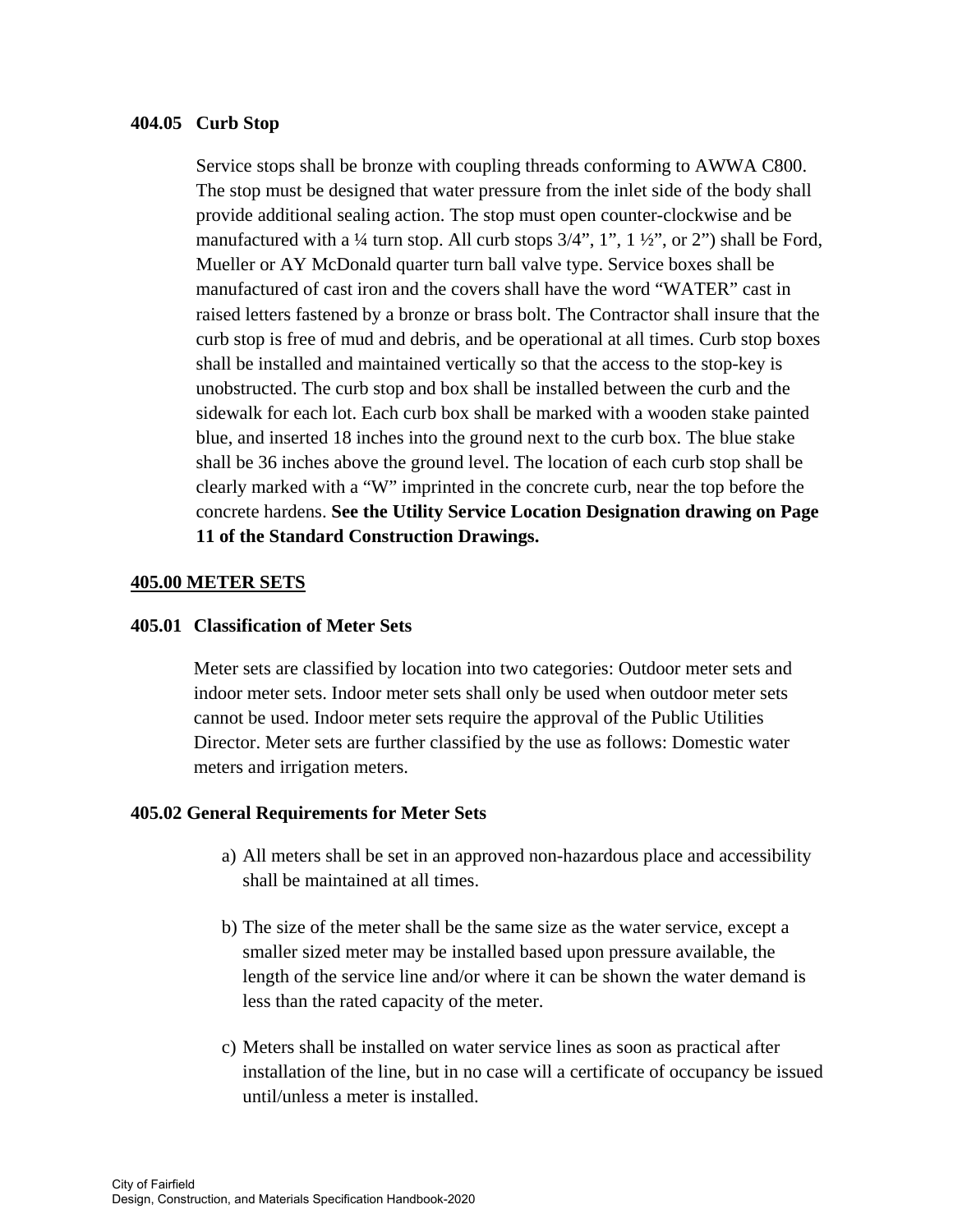### 404.05 Curb Stop

Service stops shall be bronze with coupling threads conforming to AWWA C800. The stop must be designed that water pressure from the inlet side of the body shall provide additional sealing action. The stop must open counter-clockwise and be manufactured with a ¼ turn stop. All curb stops 3/4", 1", 1 ½", or 2") shall be Ford, Mueller or AY McDonald quarter turn ball valve type. Service boxes shall be manufactured of cast iron and the covers shall have the word "WATER" cast in raised letters fastened by a bronze or brass bolt. The Contractor shall insure that the curb stop is free of mud and debris, and be operational at all times. Curb stop boxes shall be installed and maintained vertically so that the access to the stop-key is unobstructed. The curb stop and box shall be installed between the curb and the sidewalk for each lot. Each curb box shall be marked with a wooden stake painted blue, and inserted 18 inches into the ground next to the curb box. The blue stake shall be 36 inches above the ground level. The location of each curb stop shall be clearly marked with a "W" imprinted in the concrete curb, near the top before the concrete hardens. **See the Utility Service Location Designation drawing on Page 11 of the Standard Construction Drawings.**

## 405.00 METER SETS

### 405.01 Classification of Meter Sets

Meter sets are classified by location into two categories: Outdoor meter sets and indoor meter sets. Indoor meter sets shall only be used when outdoor meter sets cannot be used. Indoor meter sets require the approval of the Public Utilities Director. Meter sets are further classified by the use as follows: Domestic water meters and irrigation meters.

### 405.02 General Requirements for Meter Sets

a) All meters shall be set in an approved non-hazardous place and accessibility shall be maintained at all times.

b) The size of the meter shall be the same size as the water service, except a smaller sized meter may be installed based upon pressure available, the length of the service line and/or where it can be shown the water demand is less than the rated capacity of the meter.

c) Meters shall be installed on water service lines as soon as practical after installation of the line, but in no case will a certificate of occupancy be issued until/unless a meter is installed.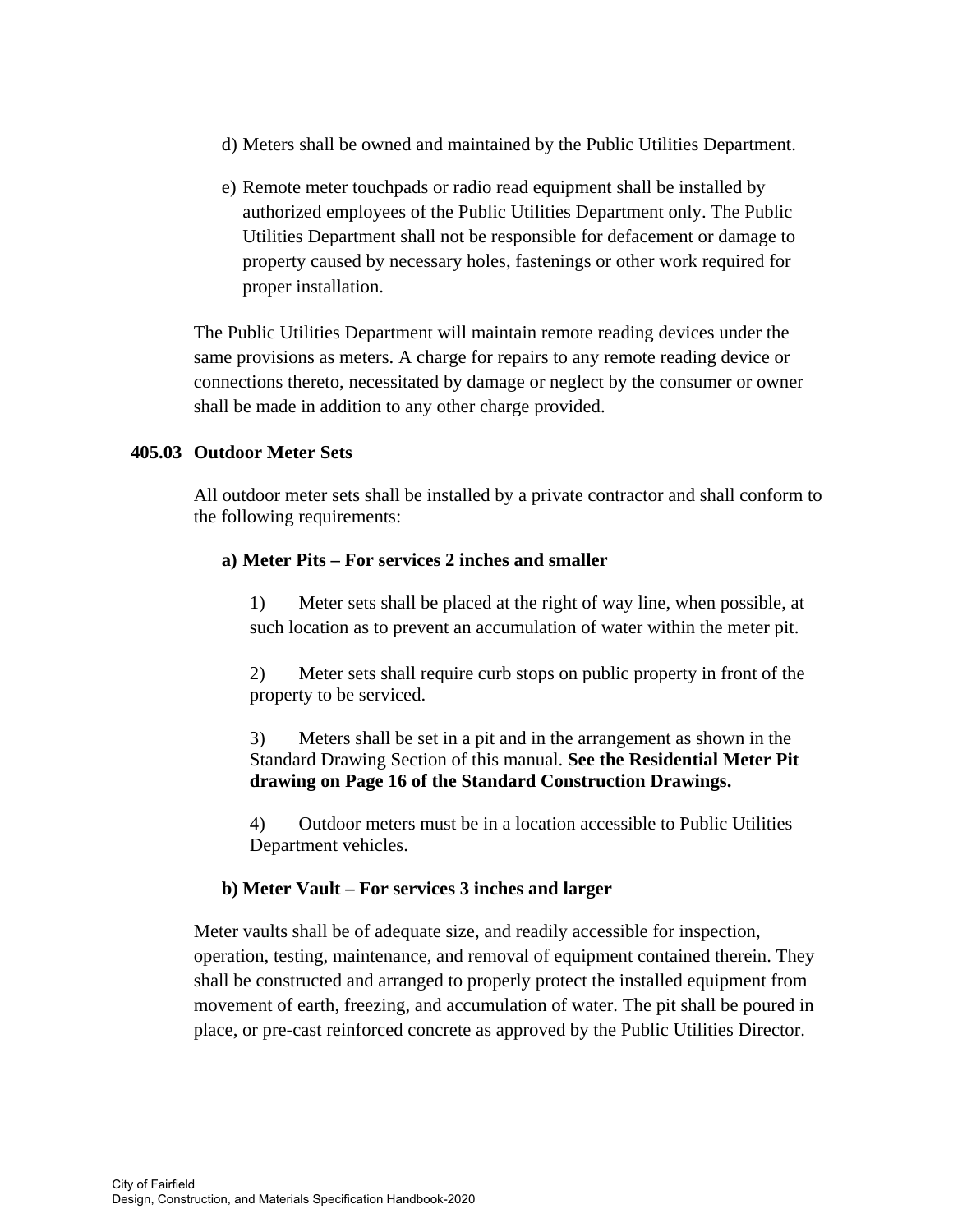d) Meters shall be owned and maintained by the Public Utilities Department.

e) Remote meter touchpads or radio read equipment shall be installed by authorized employees of the Public Utilities Department only. The Public Utilities Department shall not be responsible for defacement or damage to property caused by necessary holes, fastenings or other work required for proper installation.

The Public Utilities Department will maintain remote reading devices under the same provisions as meters. A charge for repairs to any remote reading device or connections thereto, necessitated by damage or neglect by the consumer or owner shall be made in addition to any other charge provided.

### 405.03 Outdoor Meter Sets

All outdoor meter sets shall be installed by a private contractor and shall conform to the following requirements:

**a) Meter Pits – For services 2 inches and smaller**

1) Meter sets shall be placed at the right of way line, when possible, at such location as to prevent an accumulation of water within the meter pit.

2) Meter sets shall require curb stops on public property in front of the property to be serviced.

3) Meters shall be set in a pit and in the arrangement as shown in the Standard Drawing Section of this manual. **See the Residential Meter Pit drawing on Page 16 of the Standard Construction Drawings.**

4) Outdoor meters must be in a location accessible to Public Utilities Department vehicles.

**b) Meter Vault – For services 3 inches and larger**

Meter vaults shall be of adequate size, and readily accessible for inspection, operation, testing, maintenance, and removal of equipment contained therein. They shall be constructed and arranged to properly protect the installed equipment from movement of earth, freezing, and accumulation of water. The pit shall be poured in place, or pre-cast reinforced concrete as approved by the Public Utilities Director.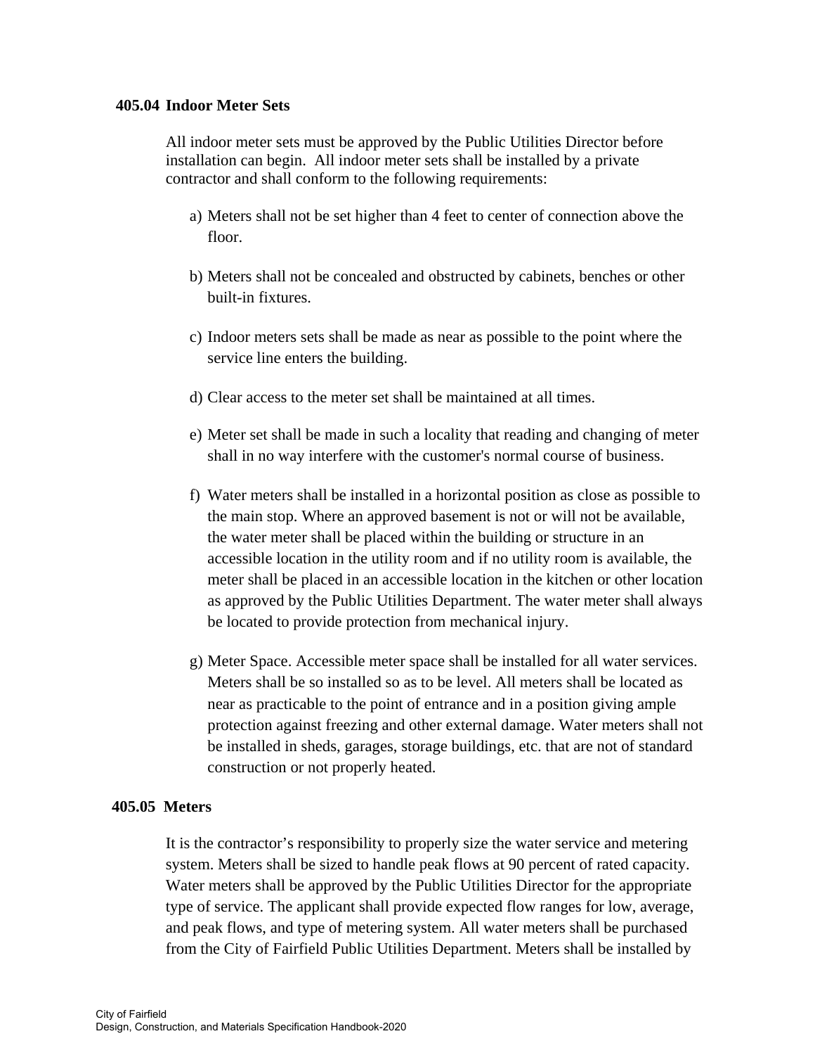### 405.04 Indoor Meter Sets

All indoor meter sets must be approved by the Public Utilities Director before installation can begin. All indoor meter sets shall be installed by a private contractor and shall conform to the following requirements:

a) Meters shall not be set higher than 4 feet to center of connection above the floor.

b) Meters shall not be concealed and obstructed by cabinets, benches or other built-in fixtures.

c) Indoor meters sets shall be made as near as possible to the point where the service line enters the building.

d) Clear access to the meter set shall be maintained at all times.

e) Meter set shall be made in such a locality that reading and changing of meter shall in no way interfere with the customer's normal course of business.

f) Water meters shall be installed in a horizontal position as close as possible to the main stop. Where an approved basement is not or will not be available, the water meter shall be placed within the building or structure in an accessible location in the utility room and if no utility room is available, the meter shall be placed in an accessible location in the kitchen or other location as approved by the Public Utilities Department. The water meter shall always be located to provide protection from mechanical injury.

g) Meter Space. Accessible meter space shall be installed for all water services. Meters shall be so installed so as to be level. All meters shall be located as near as practicable to the point of entrance and in a position giving ample protection against freezing and other external damage. Water meters shall not be installed in sheds, garages, storage buildings, etc. that are not of standard construction or not properly heated.

### 405.05 Meters

It is the contractor's responsibility to properly size the water service and metering system. Meters shall be sized to handle peak flows at 90 percent of rated capacity. Water meters shall be approved by the Public Utilities Director for the appropriate type of service. The applicant shall provide expected flow ranges for low, average, and peak flows, and type of metering system. All water meters shall be purchased from the City of Fairfield Public Utilities Department. Meters shall be installed by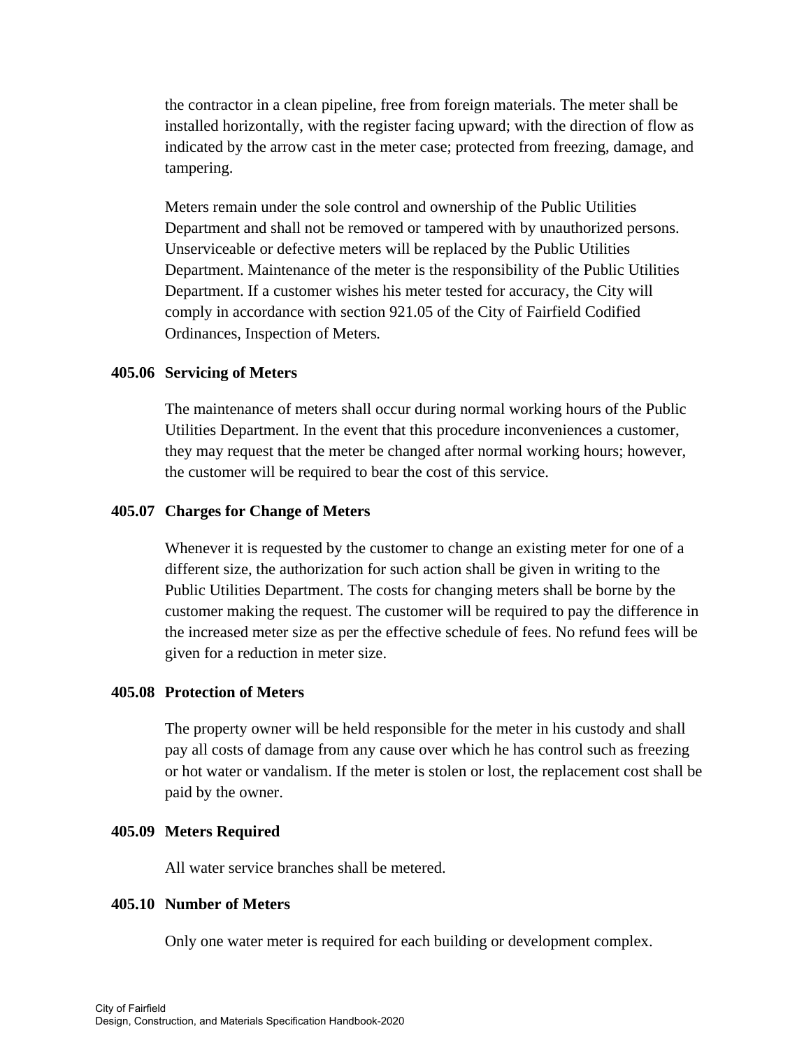the contractor in a clean pipeline, free from foreign materials. The meter shall be installed horizontally, with the register facing upward; with the direction of flow as indicated by the arrow cast in the meter case; protected from freezing, damage, and tampering.

Meters remain under the sole control and ownership of the Public Utilities Department and shall not be removed or tampered with by unauthorized persons. Unserviceable or defective meters will be replaced by the Public Utilities Department. Maintenance of the meter is the responsibility of the Public Utilities Department. If a customer wishes his meter tested for accuracy, the City will comply in accordance with section 921.05 of the City of Fairfield Codified Ordinances, Inspection of Meters.

**405.06 Servicing of Meters**

The maintenance of meters shall occur during normal working hours of the Public Utilities Department. In the event that this procedure inconveniences a customer, they may request that the meter be changed after normal working hours; however, the customer will be required to bear the cost of this service.

**405.07 Charges for Change of Meters**

Whenever it is requested by the customer to change an existing meter for one of a different size, the authorization for such action shall be given in writing to the Public Utilities Department. The costs for changing meters shall be borne by the customer making the request. The customer will be required to pay the difference in the increased meter size as per the effective schedule of fees. No refund fees will be given for a reduction in meter size.

**405.08 Protection of Meters**

The property owner will be held responsible for the meter in his custody and shall pay all costs of damage from any cause over which he has control such as freezing or hot water or vandalism. If the meter is stolen or lost, the replacement cost shall be paid by the owner.

**405.09 Meters Required**

All water service branches shall be metered.

**405.10 Number of Meters**

Only one water meter is required for each building or development complex.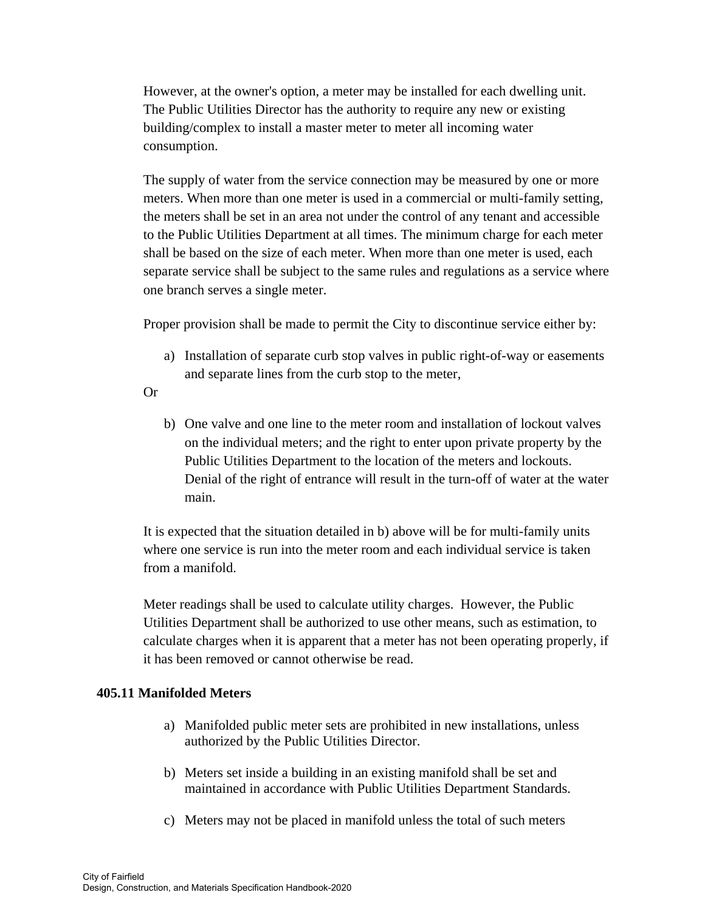However, at the owner's option, a meter may be installed for each dwelling unit. The Public Utilities Director has the authority to require any new or existing building/complex to install a master meter to meter all incoming water consumption.

The supply of water from the service connection may be measured by one or more meters. When more than one meter is used in a commercial or multi-family setting, the meters shall be set in an area not under the control of any tenant and accessible to the Public Utilities Department at all times. The minimum charge for each meter shall be based on the size of each meter. When more than one meter is used, each separate service shall be subject to the same rules and regulations as a service where one branch serves a single meter.

Proper provision shall be made to permit the City to discontinue service either by:

a) Installation of separate curb stop valves in public right-of-way or easements and separate lines from the curb stop to the meter,

Or

b) One valve and one line to the meter room and installation of lockout valves on the individual meters; and the right to enter upon private property by the Public Utilities Department to the location of the meters and lockouts. Denial of the right of entrance will result in the turn-off of water at the water main.

It is expected that the situation detailed in b) above will be for multi-family units where one service is run into the meter room and each individual service is taken from a manifold.

Meter readings shall be used to calculate utility charges. However, the Public Utilities Department shall be authorized to use other means, such as estimation, to calculate charges when it is apparent that a meter has not been operating properly, if it has been removed or cannot otherwise be read.

### 405.11 Manifolded Meters

a) Manifolded public meter sets are prohibited in new installations, unless authorized by the Public Utilities Director.

b) Meters set inside a building in an existing manifold shall be set and maintained in accordance with Public Utilities Department Standards.

c) Meters may not be placed in manifold unless the total of such meters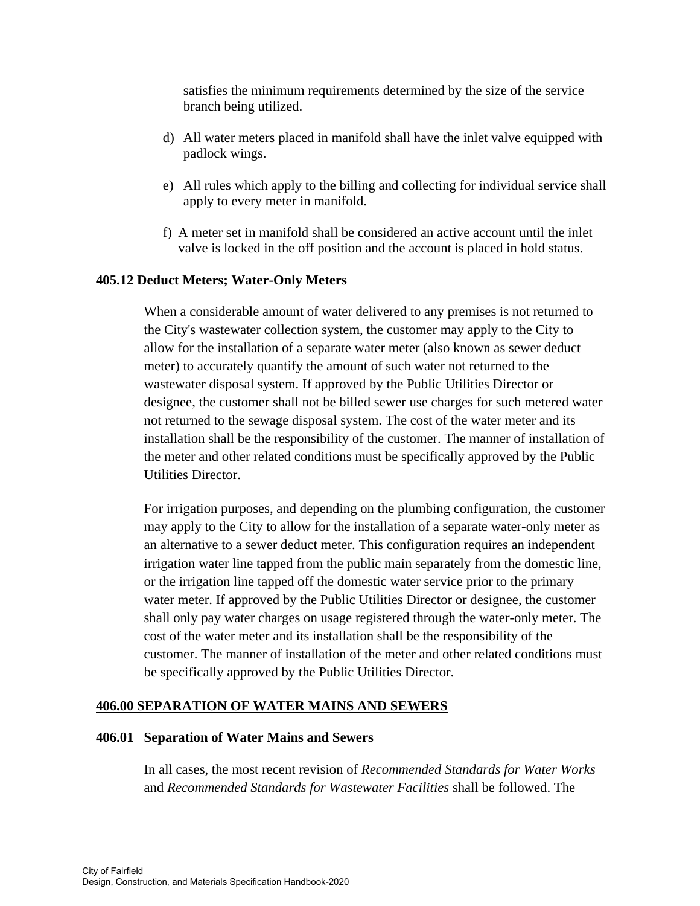satisfies the minimum requirements determined by the size of the service branch being utilized.

d) All water meters placed in manifold shall have the inlet valve equipped with padlock wings.

e) All rules which apply to the billing and collecting for individual service shall apply to every meter in manifold.

f) A meter set in manifold shall be considered an active account until the inlet valve is locked in the off position and the account is placed in hold status.

**405.12 Deduct Meters; Water-Only Meters**

When a considerable amount of water delivered to any premises is not returned to the City's wastewater collection system, the customer may apply to the City to allow for the installation of a separate water meter (also known as sewer deduct meter) to accurately quantify the amount of such water not returned to the wastewater disposal system. If approved by the Public Utilities Director or designee, the customer shall not be billed sewer use charges for such metered water not returned to the sewage disposal system. The cost of the water meter and its installation shall be the responsibility of the customer. The manner of installation of the meter and other related conditions must be specifically approved by the Public Utilities Director.

For irrigation purposes, and depending on the plumbing configuration, the customer may apply to the City to allow for the installation of a separate water-only meter as an alternative to a sewer deduct meter. This configuration requires an independent irrigation water line tapped from the public main separately from the domestic line, or the irrigation line tapped off the domestic water service prior to the primary water meter. If approved by the Public Utilities Director or designee, the customer shall only pay water charges on usage registered through the water-only meter. The cost of the water meter and its installation shall be the responsibility of the customer. The manner of installation of the meter and other related conditions must be specifically approved by the Public Utilities Director.

## 406.00 SEPARATION OF WATER MAINS AND SEWERS

**406.01 Separation of Water Mains and Sewers**

In all cases, the most recent revision of *Recommended Standards for Water Works* and *Recommended Standards for Wastewater Facilities* shall be followed. The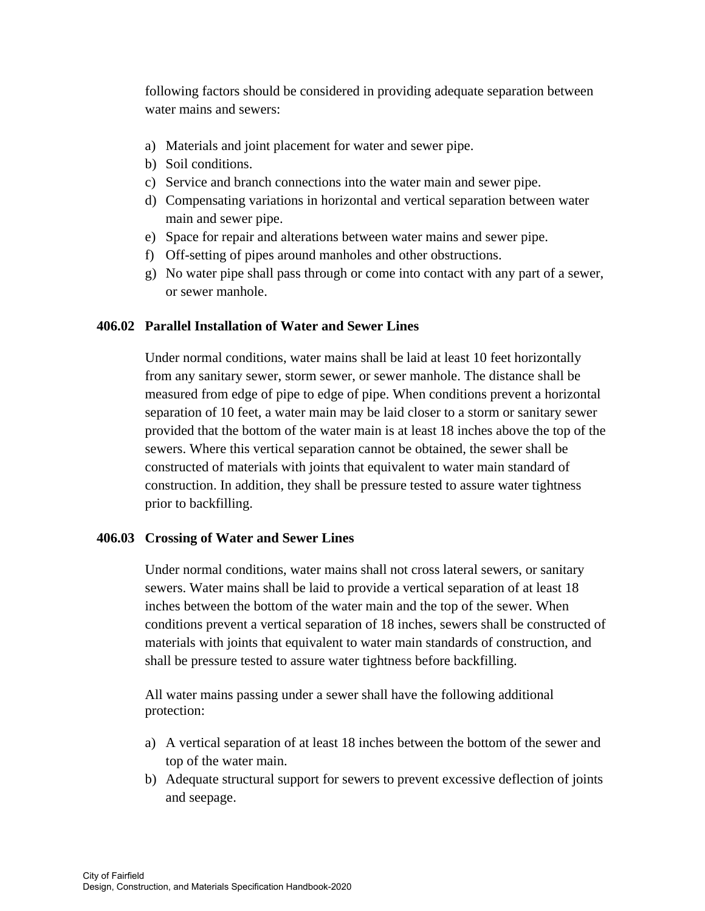following factors should be considered in providing adequate separation between water mains and sewers:

a) Materials and joint placement for water and sewer pipe.
b) Soil conditions.
c) Service and branch connections into the water main and sewer pipe.
d) Compensating variations in horizontal and vertical separation between water main and sewer pipe.
e) Space for repair and alterations between water mains and sewer pipe.
f) Off-setting of pipes around manholes and other obstructions.
g) No water pipe shall pass through or come into contact with any part of a sewer, or sewer manhole.

### 406.02 Parallel Installation of Water and Sewer Lines

Under normal conditions, water mains shall be laid at least 10 feet horizontally from any sanitary sewer, storm sewer, or sewer manhole. The distance shall be measured from edge of pipe to edge of pipe. When conditions prevent a horizontal separation of 10 feet, a water main may be laid closer to a storm or sanitary sewer provided that the bottom of the water main is at least 18 inches above the top of the sewers. Where this vertical separation cannot be obtained, the sewer shall be constructed of materials with joints that equivalent to water main standard of construction. In addition, they shall be pressure tested to assure water tightness prior to backfilling.

### 406.03 Crossing of Water and Sewer Lines

Under normal conditions, water mains shall not cross lateral sewers, or sanitary sewers. Water mains shall be laid to provide a vertical separation of at least 18 inches between the bottom of the water main and the top of the sewer. When conditions prevent a vertical separation of 18 inches, sewers shall be constructed of materials with joints that equivalent to water main standards of construction, and shall be pressure tested to assure water tightness before backfilling.

All water mains passing under a sewer shall have the following additional protection:

a) A vertical separation of at least 18 inches between the bottom of the sewer and top of the water main.
b) Adequate structural support for sewers to prevent excessive deflection of joints and seepage.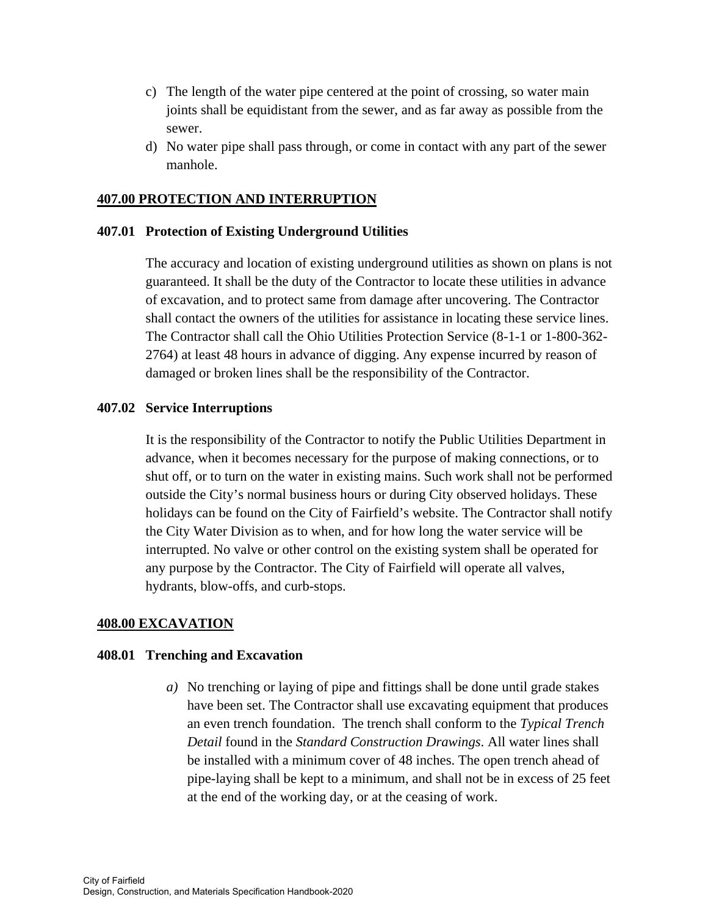c) The length of the water pipe centered at the point of crossing, so water main joints shall be equidistant from the sewer, and as far away as possible from the sewer.
d) No water pipe shall pass through, or come in contact with any part of the sewer manhole.

## 407.00 PROTECTION AND INTERRUPTION

### 407.01 Protection of Existing Underground Utilities

The accuracy and location of existing underground utilities as shown on plans is not guaranteed. It shall be the duty of the Contractor to locate these utilities in advance of excavation, and to protect same from damage after uncovering. The Contractor shall contact the owners of the utilities for assistance in locating these service lines. The Contractor shall call the Ohio Utilities Protection Service (8-1-1 or 1-800-362-2764) at least 48 hours in advance of digging. Any expense incurred by reason of damaged or broken lines shall be the responsibility of the Contractor.

### 407.02 Service Interruptions

It is the responsibility of the Contractor to notify the Public Utilities Department in advance, when it becomes necessary for the purpose of making connections, or to shut off, or to turn on the water in existing mains. Such work shall not be performed outside the City's normal business hours or during City observed holidays. These holidays can be found on the City of Fairfield's website. The Contractor shall notify the City Water Division as to when, and for how long the water service will be interrupted. No valve or other control on the existing system shall be operated for any purpose by the Contractor. The City of Fairfield will operate all valves, hydrants, blow-offs, and curb-stops.

## 408.00 EXCAVATION

### 408.01 Trenching and Excavation

*a)* No trenching or laying of pipe and fittings shall be done until grade stakes have been set. The Contractor shall use excavating equipment that produces an even trench foundation. The trench shall conform to the *Typical Trench Detail* found in the *Standard Construction Drawings*. All water lines shall be installed with a minimum cover of 48 inches. The open trench ahead of pipe-laying shall be kept to a minimum, and shall not be in excess of 25 feet at the end of the working day, or at the ceasing of work.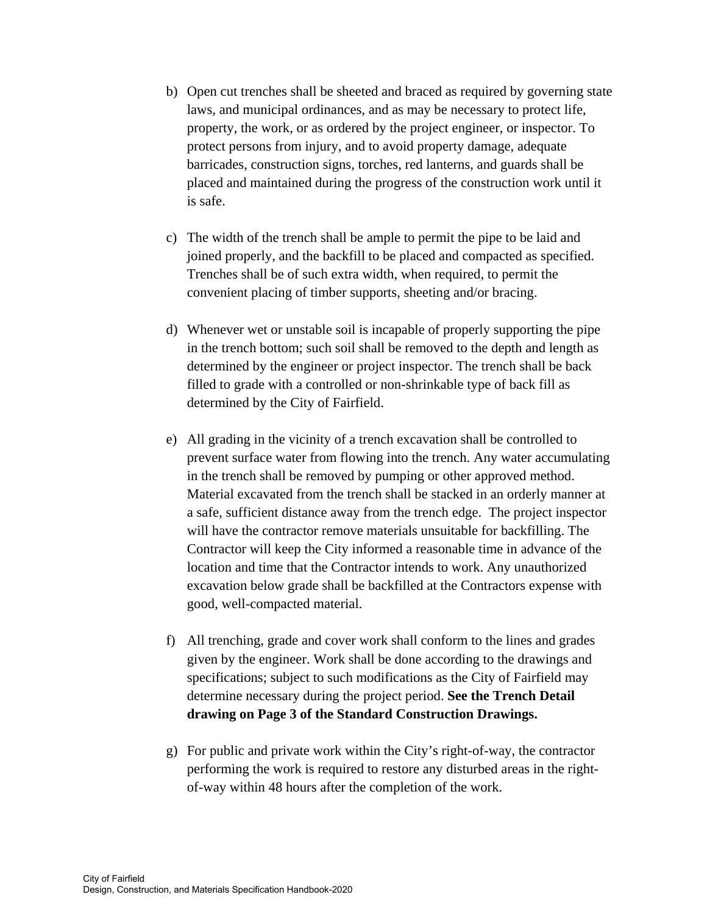b) Open cut trenches shall be sheeted and braced as required by governing state laws, and municipal ordinances, and as may be necessary to protect life, property, the work, or as ordered by the project engineer, or inspector. To protect persons from injury, and to avoid property damage, adequate barricades, construction signs, torches, red lanterns, and guards shall be placed and maintained during the progress of the construction work until it is safe.

c) The width of the trench shall be ample to permit the pipe to be laid and joined properly, and the backfill to be placed and compacted as specified. Trenches shall be of such extra width, when required, to permit the convenient placing of timber supports, sheeting and/or bracing.

d) Whenever wet or unstable soil is incapable of properly supporting the pipe in the trench bottom; such soil shall be removed to the depth and length as determined by the engineer or project inspector. The trench shall be back filled to grade with a controlled or non-shrinkable type of back fill as determined by the City of Fairfield.

e) All grading in the vicinity of a trench excavation shall be controlled to prevent surface water from flowing into the trench. Any water accumulating in the trench shall be removed by pumping or other approved method. Material excavated from the trench shall be stacked in an orderly manner at a safe, sufficient distance away from the trench edge. The project inspector will have the contractor remove materials unsuitable for backfilling. The Contractor will keep the City informed a reasonable time in advance of the location and time that the Contractor intends to work. Any unauthorized excavation below grade shall be backfilled at the Contractors expense with good, well-compacted material.

f) All trenching, grade and cover work shall conform to the lines and grades given by the engineer. Work shall be done according to the drawings and specifications; subject to such modifications as the City of Fairfield may determine necessary during the project period. **See the Trench Detail drawing on Page 3 of the Standard Construction Drawings.**

g) For public and private work within the City's right-of-way, the contractor performing the work is required to restore any disturbed areas in the right-of-way within 48 hours after the completion of the work.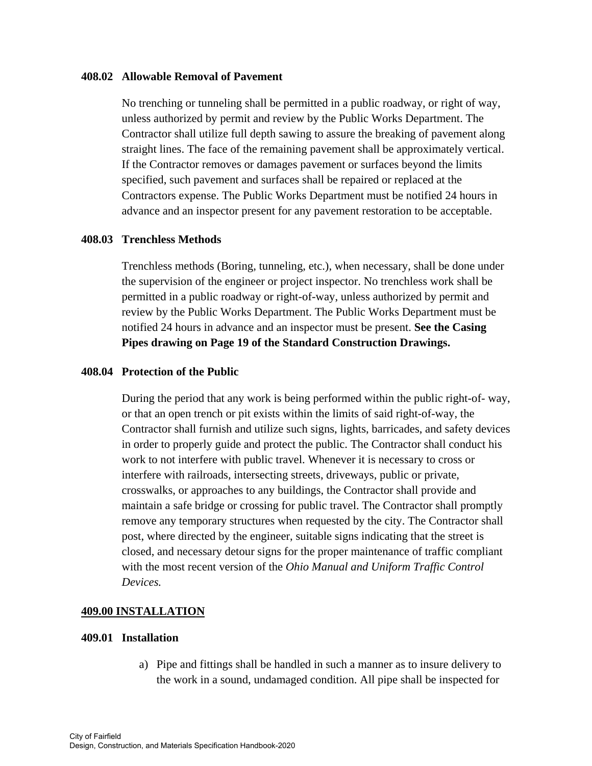**408.02 Allowable Removal of Pavement**

No trenching or tunneling shall be permitted in a public roadway, or right of way, unless authorized by permit and review by the Public Works Department. The Contractor shall utilize full depth sawing to assure the breaking of pavement along straight lines. The face of the remaining pavement shall be approximately vertical. If the Contractor removes or damages pavement or surfaces beyond the limits specified, such pavement and surfaces shall be repaired or replaced at the Contractors expense. The Public Works Department must be notified 24 hours in advance and an inspector present for any pavement restoration to be acceptable.

**408.03 Trenchless Methods**

Trenchless methods (Boring, tunneling, etc.), when necessary, shall be done under the supervision of the engineer or project inspector. No trenchless work shall be permitted in a public roadway or right-of-way, unless authorized by permit and review by the Public Works Department. The Public Works Department must be notified 24 hours in advance and an inspector must be present. **See the Casing Pipes drawing on Page 19 of the Standard Construction Drawings.**

**408.04 Protection of the Public**

During the period that any work is being performed within the public right-of- way, or that an open trench or pit exists within the limits of said right-of-way, the Contractor shall furnish and utilize such signs, lights, barricades, and safety devices in order to properly guide and protect the public. The Contractor shall conduct his work to not interfere with public travel. Whenever it is necessary to cross or interfere with railroads, intersecting streets, driveways, public or private, crosswalks, or approaches to any buildings, the Contractor shall provide and maintain a safe bridge or crossing for public travel. The Contractor shall promptly remove any temporary structures when requested by the city. The Contractor shall post, where directed by the engineer, suitable signs indicating that the street is closed, and necessary detour signs for the proper maintenance of traffic compliant with the most recent version of the *Ohio Manual and Uniform Traffic Control Devices.*

## 409.00 INSTALLATION

**409.01 Installation**

a) Pipe and fittings shall be handled in such a manner as to insure delivery to the work in a sound, undamaged condition. All pipe shall be inspected for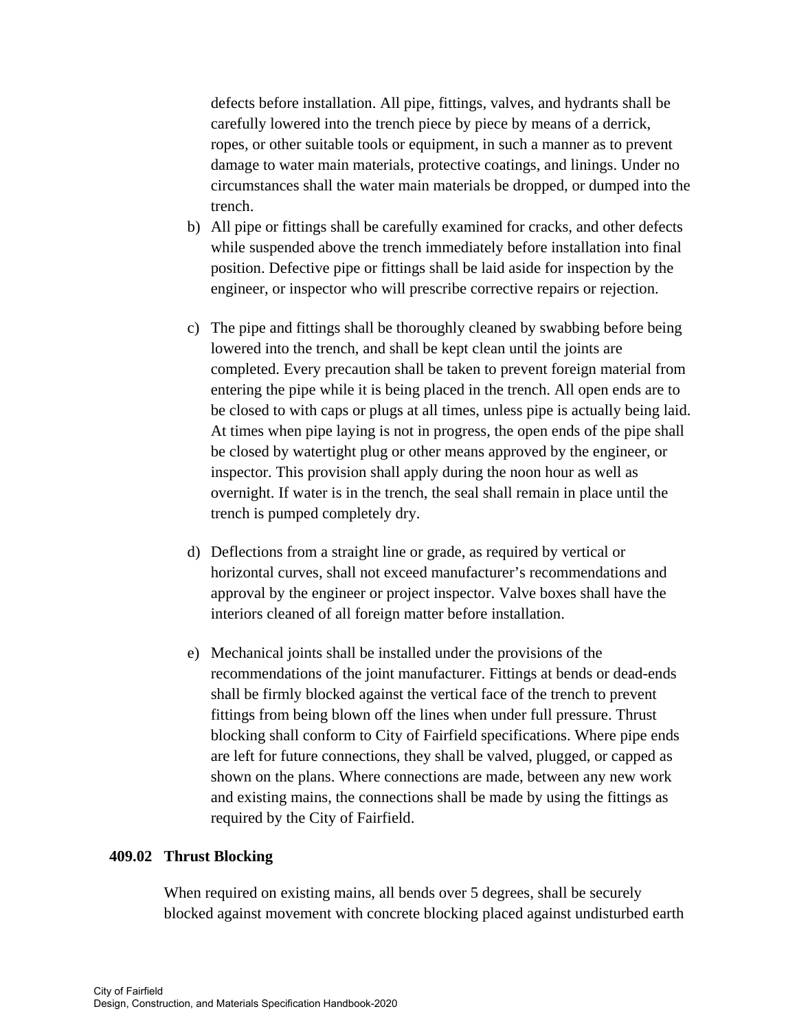defects before installation. All pipe, fittings, valves, and hydrants shall be carefully lowered into the trench piece by piece by means of a derrick, ropes, or other suitable tools or equipment, in such a manner as to prevent damage to water main materials, protective coatings, and linings. Under no circumstances shall the water main materials be dropped, or dumped into the trench.

b) All pipe or fittings shall be carefully examined for cracks, and other defects while suspended above the trench immediately before installation into final position. Defective pipe or fittings shall be laid aside for inspection by the engineer, or inspector who will prescribe corrective repairs or rejection.

c) The pipe and fittings shall be thoroughly cleaned by swabbing before being lowered into the trench, and shall be kept clean until the joints are completed. Every precaution shall be taken to prevent foreign material from entering the pipe while it is being placed in the trench. All open ends are to be closed to with caps or plugs at all times, unless pipe is actually being laid. At times when pipe laying is not in progress, the open ends of the pipe shall be closed by watertight plug or other means approved by the engineer, or inspector. This provision shall apply during the noon hour as well as overnight. If water is in the trench, the seal shall remain in place until the trench is pumped completely dry.

d) Deflections from a straight line or grade, as required by vertical or horizontal curves, shall not exceed manufacturer's recommendations and approval by the engineer or project inspector. Valve boxes shall have the interiors cleaned of all foreign matter before installation.

e) Mechanical joints shall be installed under the provisions of the recommendations of the joint manufacturer. Fittings at bends or dead-ends shall be firmly blocked against the vertical face of the trench to prevent fittings from being blown off the lines when under full pressure. Thrust blocking shall conform to City of Fairfield specifications. Where pipe ends are left for future connections, they shall be valved, plugged, or capped as shown on the plans. Where connections are made, between any new work and existing mains, the connections shall be made by using the fittings as required by the City of Fairfield.

### 409.02 Thrust Blocking

When required on existing mains, all bends over 5 degrees, shall be securely blocked against movement with concrete blocking placed against undisturbed earth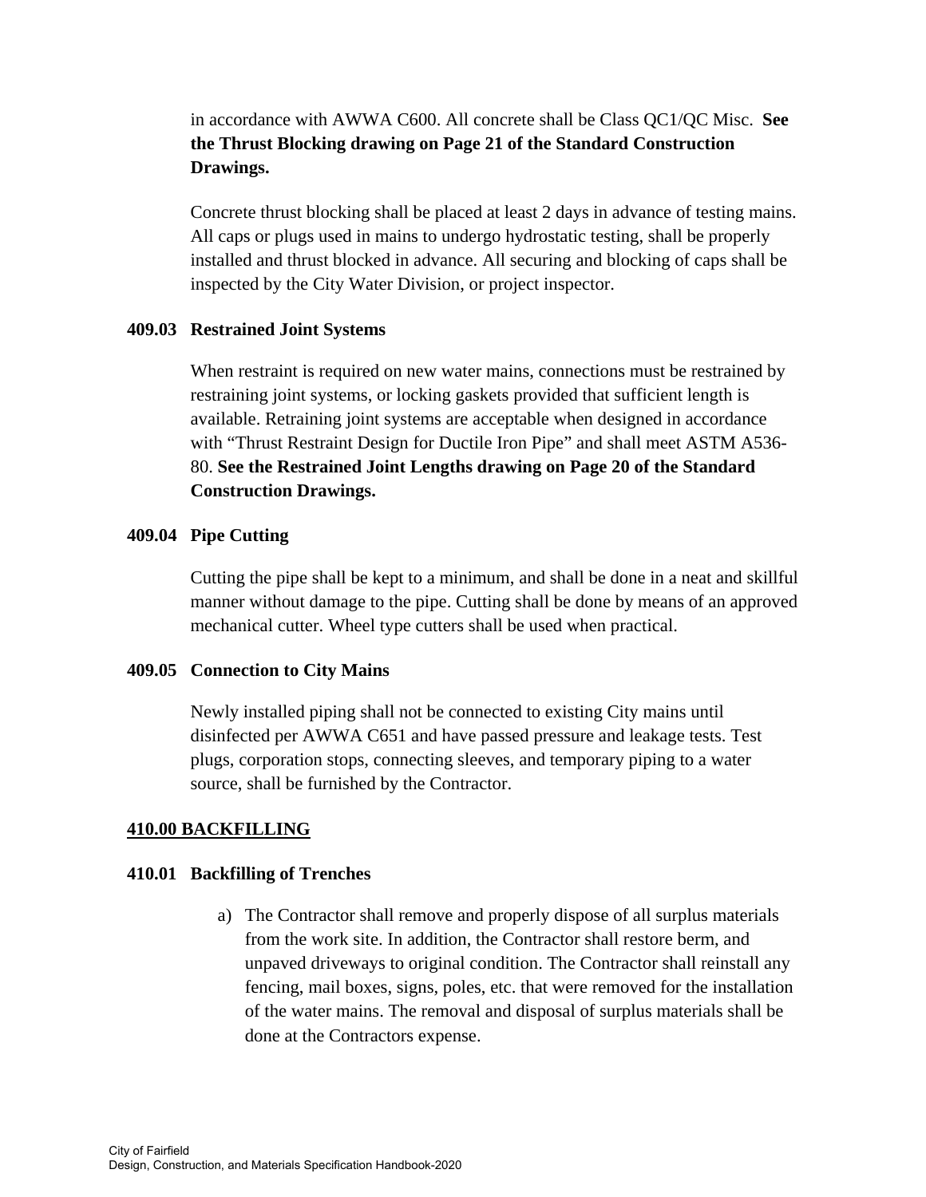in accordance with AWWA C600. All concrete shall be Class QC1/QC Misc. **See the Thrust Blocking drawing on Page 21 of the Standard Construction Drawings.**

Concrete thrust blocking shall be placed at least 2 days in advance of testing mains. All caps or plugs used in mains to undergo hydrostatic testing, shall be properly installed and thrust blocked in advance. All securing and blocking of caps shall be inspected by the City Water Division, or project inspector.

### 409.03 Restrained Joint Systems

When restraint is required on new water mains, connections must be restrained by restraining joint systems, or locking gaskets provided that sufficient length is available. Retraining joint systems are acceptable when designed in accordance with "Thrust Restraint Design for Ductile Iron Pipe" and shall meet ASTM A536-80. **See the Restrained Joint Lengths drawing on Page 20 of the Standard Construction Drawings.**

### 409.04 Pipe Cutting

Cutting the pipe shall be kept to a minimum, and shall be done in a neat and skillful manner without damage to the pipe. Cutting shall be done by means of an approved mechanical cutter. Wheel type cutters shall be used when practical.

### 409.05 Connection to City Mains

Newly installed piping shall not be connected to existing City mains until disinfected per AWWA C651 and have passed pressure and leakage tests. Test plugs, corporation stops, connecting sleeves, and temporary piping to a water source, shall be furnished by the Contractor.

## 410.00 BACKFILLING

### 410.01 Backfilling of Trenches

a) The Contractor shall remove and properly dispose of all surplus materials from the work site. In addition, the Contractor shall restore berm, and unpaved driveways to original condition. The Contractor shall reinstall any fencing, mail boxes, signs, poles, etc. that were removed for the installation of the water mains. The removal and disposal of surplus materials shall be done at the Contractors expense.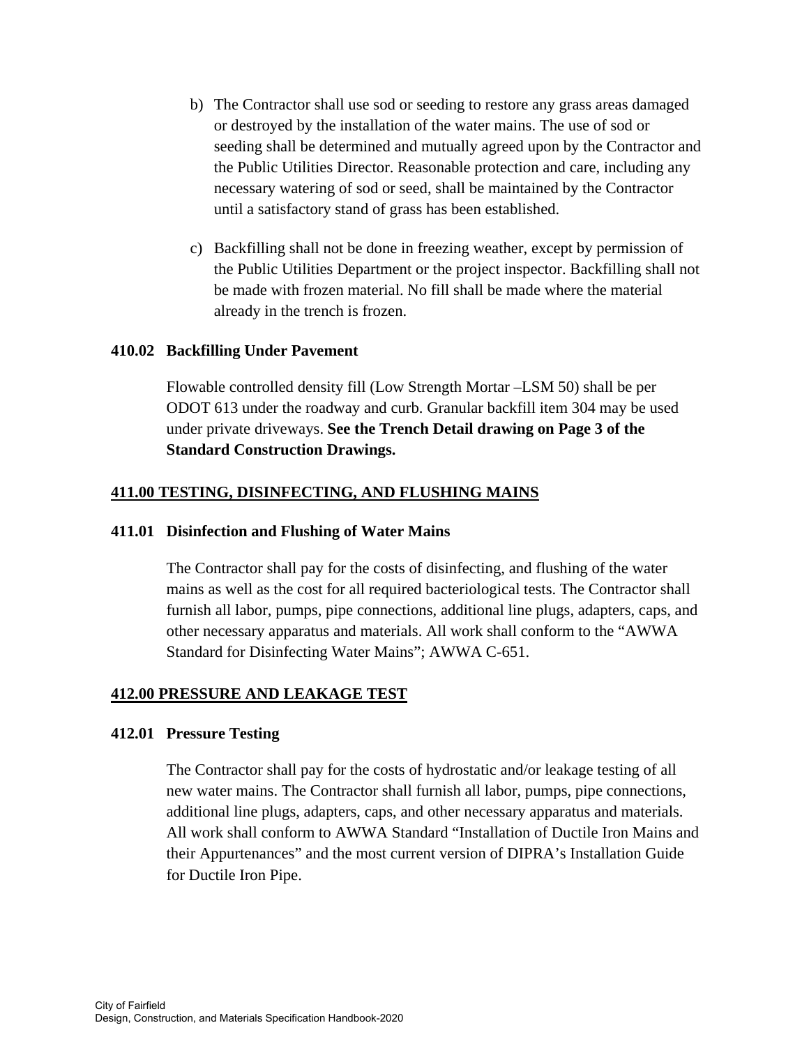b) The Contractor shall use sod or seeding to restore any grass areas damaged or destroyed by the installation of the water mains. The use of sod or seeding shall be determined and mutually agreed upon by the Contractor and the Public Utilities Director. Reasonable protection and care, including any necessary watering of sod or seed, shall be maintained by the Contractor until a satisfactory stand of grass has been established.

c) Backfilling shall not be done in freezing weather, except by permission of the Public Utilities Department or the project inspector. Backfilling shall not be made with frozen material. No fill shall be made where the material already in the trench is frozen.

### 410.02 Backfilling Under Pavement

Flowable controlled density fill (Low Strength Mortar –LSM 50) shall be per ODOT 613 under the roadway and curb. Granular backfill item 304 may be used under private driveways. **See the Trench Detail drawing on Page 3 of the Standard Construction Drawings.**

## 411.00 TESTING, DISINFECTING, AND FLUSHING MAINS

### 411.01 Disinfection and Flushing of Water Mains

The Contractor shall pay for the costs of disinfecting, and flushing of the water mains as well as the cost for all required bacteriological tests. The Contractor shall furnish all labor, pumps, pipe connections, additional line plugs, adapters, caps, and other necessary apparatus and materials. All work shall conform to the "AWWA Standard for Disinfecting Water Mains"; AWWA C-651.

## 412.00 PRESSURE AND LEAKAGE TEST

### 412.01 Pressure Testing

The Contractor shall pay for the costs of hydrostatic and/or leakage testing of all new water mains. The Contractor shall furnish all labor, pumps, pipe connections, additional line plugs, adapters, caps, and other necessary apparatus and materials. All work shall conform to AWWA Standard "Installation of Ductile Iron Mains and their Appurtenances" and the most current version of DIPRA's Installation Guide for Ductile Iron Pipe.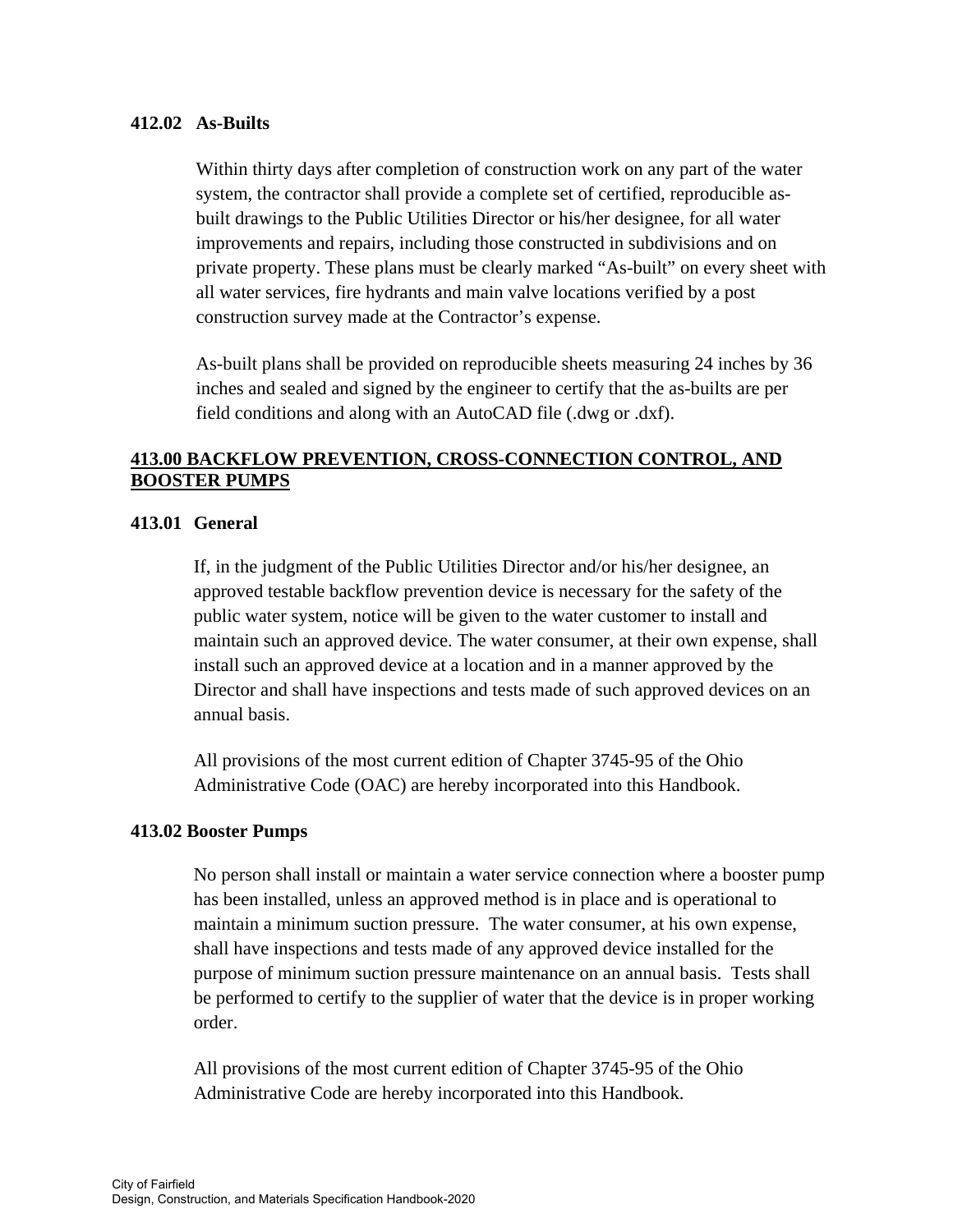### 412.02 As-Builts

Within thirty days after completion of construction work on any part of the water system, the contractor shall provide a complete set of certified, reproducible as-built drawings to the Public Utilities Director or his/her designee, for all water improvements and repairs, including those constructed in subdivisions and on private property. These plans must be clearly marked "As-built" on every sheet with all water services, fire hydrants and main valve locations verified by a post construction survey made at the Contractor's expense.

As-built plans shall be provided on reproducible sheets measuring 24 inches by 36 inches and sealed and signed by the engineer to certify that the as-builts are per field conditions and along with an AutoCAD file (.dwg or .dxf).

## 413.00 BACKFLOW PREVENTION, CROSS-CONNECTION CONTROL, AND BOOSTER PUMPS

### 413.01 General

If, in the judgment of the Public Utilities Director and/or his/her designee, an approved testable backflow prevention device is necessary for the safety of the public water system, notice will be given to the water customer to install and maintain such an approved device. The water consumer, at their own expense, shall install such an approved device at a location and in a manner approved by the Director and shall have inspections and tests made of such approved devices on an annual basis.

All provisions of the most current edition of Chapter 3745-95 of the Ohio Administrative Code (OAC) are hereby incorporated into this Handbook.

### 413.02 Booster Pumps

No person shall install or maintain a water service connection where a booster pump has been installed, unless an approved method is in place and is operational to maintain a minimum suction pressure. The water consumer, at his own expense, shall have inspections and tests made of any approved device installed for the purpose of minimum suction pressure maintenance on an annual basis. Tests shall be performed to certify to the supplier of water that the device is in proper working order.

All provisions of the most current edition of Chapter 3745-95 of the Ohio Administrative Code are hereby incorporated into this Handbook.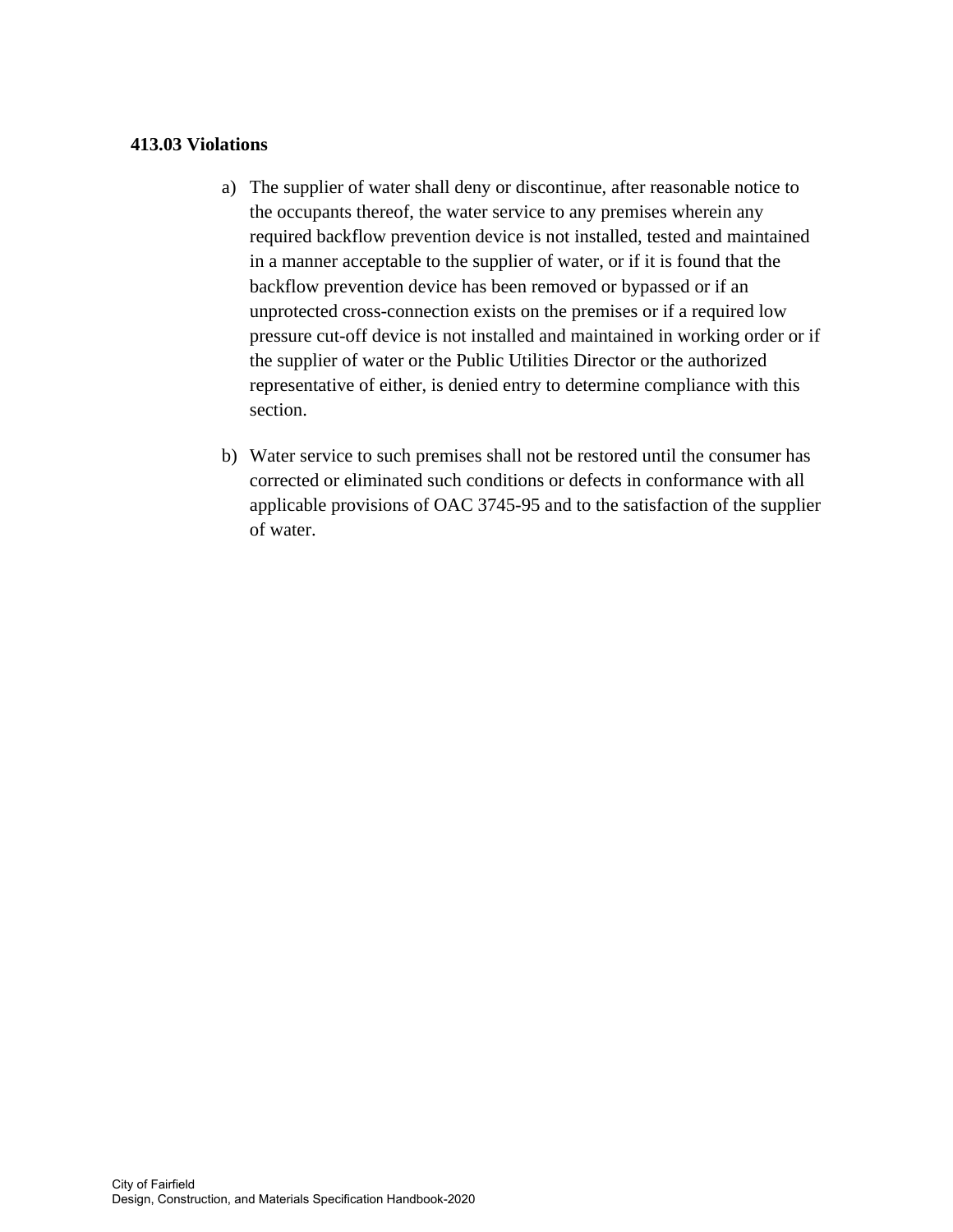**413.03 Violations**

a) The supplier of water shall deny or discontinue, after reasonable notice to the occupants thereof, the water service to any premises wherein any required backflow prevention device is not installed, tested and maintained in a manner acceptable to the supplier of water, or if it is found that the backflow prevention device has been removed or bypassed or if an unprotected cross-connection exists on the premises or if a required low pressure cut-off device is not installed and maintained in working order or if the supplier of water or the Public Utilities Director or the authorized representative of either, is denied entry to determine compliance with this section.

b) Water service to such premises shall not be restored until the consumer has corrected or eliminated such conditions or defects in conformance with all applicable provisions of OAC 3745-95 and to the satisfaction of the supplier of water.